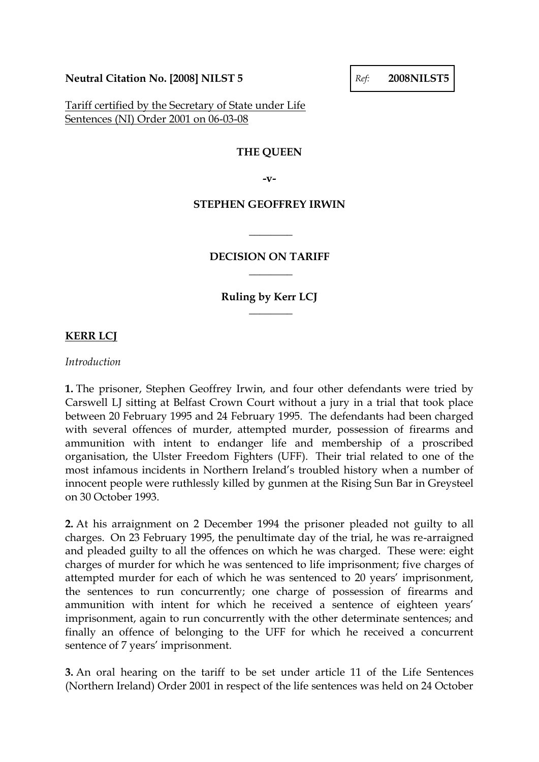**Neutral Citation No. [2008] NILST 5**

*Ref:* **2008NILST5**

Tariff certified by the Secretary of State under Life Sentences (NI) Order 2001 on 06-03-08

**THE QUEEN**

**-v-**

**STEPHEN GEOFFREY IRWIN**

________

**DECISION ON TARIFF**

________

**Ruling by Kerr LCJ**

________

**KERR LCJ**

*Introduction*

**1.** The prisoner, Stephen Geoffrey Irwin, and four other defendants were tried by Carswell LJ sitting at Belfast Crown Court without a jury in a trial that took place between 20 February 1995 and 24 February 1995. The defendants had been charged with several offences of murder, attempted murder, possession of firearms and ammunition with intent to endanger life and membership of a proscribed organisation, the Ulster Freedom Fighters (UFF). Their trial related to one of the most infamous incidents in Northern Ireland's troubled history when a number of innocent people were ruthlessly killed by gunmen at the Rising Sun Bar in Greysteel on 30 October 1993.

**2.** At his arraignment on 2 December 1994 the prisoner pleaded not guilty to all charges. On 23 February 1995, the penultimate day of the trial, he was re-arraigned and pleaded guilty to all the offences on which he was charged. These were: eight charges of murder for which he was sentenced to life imprisonment; five charges of attempted murder for each of which he was sentenced to 20 years' imprisonment, the sentences to run concurrently; one charge of possession of firearms and ammunition with intent for which he received a sentence of eighteen years' imprisonment, again to run concurrently with the other determinate sentences; and finally an offence of belonging to the UFF for which he received a concurrent sentence of 7 years' imprisonment.

**3.** An oral hearing on the tariff to be set under article 11 of the Life Sentences (Northern Ireland) Order 2001 in respect of the life sentences was held on 24 October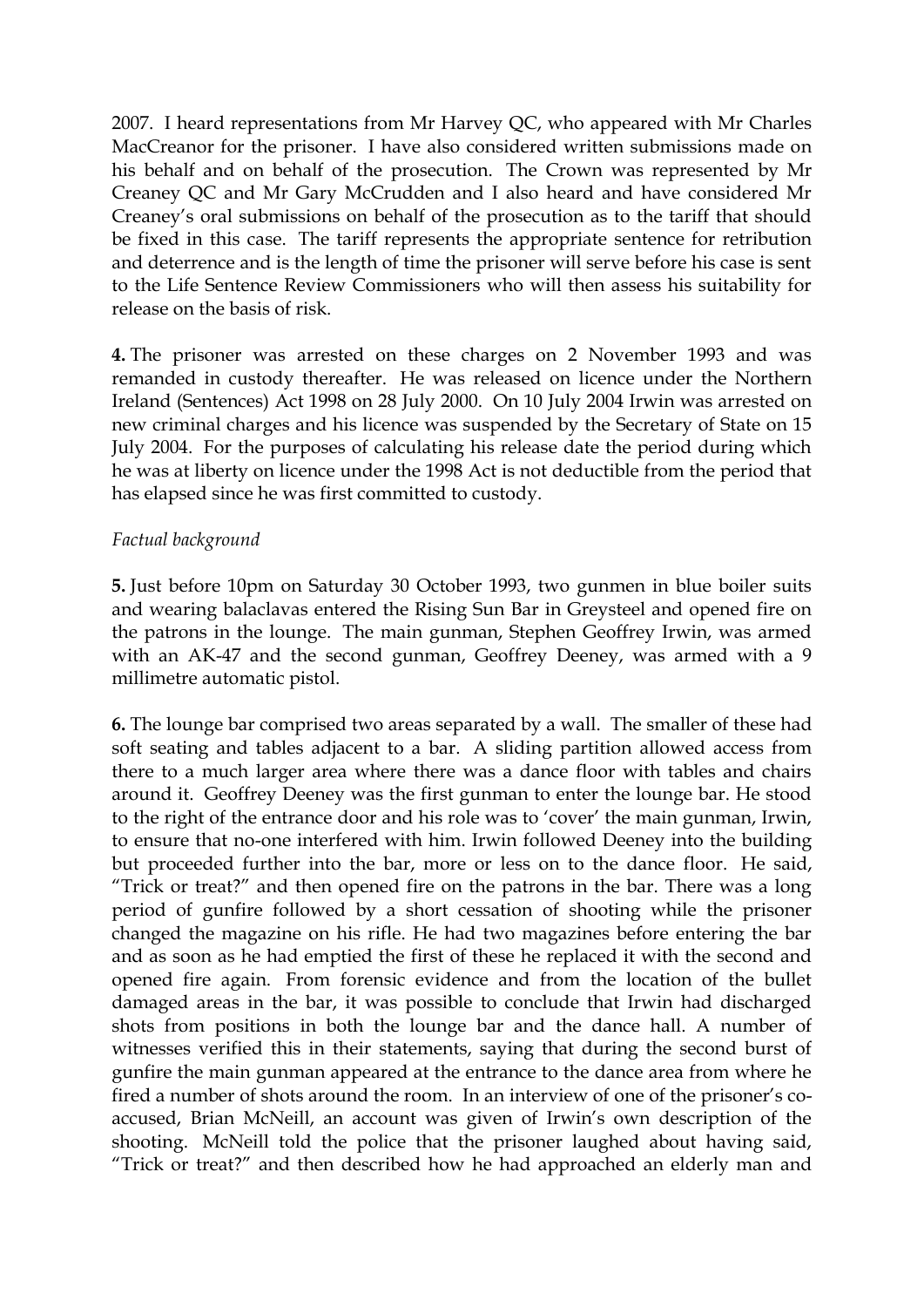2007. I heard representations from Mr Harvey QC, who appeared with Mr Charles MacCreanor for the prisoner. I have also considered written submissions made on his behalf and on behalf of the prosecution. The Crown was represented by Mr Creaney QC and Mr Gary McCrudden and I also heard and have considered Mr Creaney's oral submissions on behalf of the prosecution as to the tariff that should be fixed in this case. The tariff represents the appropriate sentence for retribution and deterrence and is the length of time the prisoner will serve before his case is sent to the Life Sentence Review Commissioners who will then assess his suitability for release on the basis of risk.

**4.** The prisoner was arrested on these charges on 2 November 1993 and was remanded in custody thereafter. He was released on licence under the Northern Ireland (Sentences) Act 1998 on 28 July 2000. On 10 July 2004 Irwin was arrested on new criminal charges and his licence was suspended by the Secretary of State on 15 July 2004. For the purposes of calculating his release date the period during which he was at liberty on licence under the 1998 Act is not deductible from the period that has elapsed since he was first committed to custody.

*Factual background*

**5.** Just before 10pm on Saturday 30 October 1993, two gunmen in blue boiler suits and wearing balaclavas entered the Rising Sun Bar in Greysteel and opened fire on the patrons in the lounge. The main gunman, Stephen Geoffrey Irwin, was armed with an AK-47 and the second gunman, Geoffrey Deeney, was armed with a 9 millimetre automatic pistol.

**6.** The lounge bar comprised two areas separated by a wall. The smaller of these had soft seating and tables adjacent to a bar. A sliding partition allowed access from there to a much larger area where there was a dance floor with tables and chairs around it. Geoffrey Deeney was the first gunman to enter the lounge bar. He stood to the right of the entrance door and his role was to 'cover' the main gunman, Irwin, to ensure that no-one interfered with him. Irwin followed Deeney into the building but proceeded further into the bar, more or less on to the dance floor. He said, "Trick or treat?" and then opened fire on the patrons in the bar. There was a long period of gunfire followed by a short cessation of shooting while the prisoner changed the magazine on his rifle. He had two magazines before entering the bar and as soon as he had emptied the first of these he replaced it with the second and opened fire again. From forensic evidence and from the location of the bullet damaged areas in the bar, it was possible to conclude that Irwin had discharged shots from positions in both the lounge bar and the dance hall. A number of witnesses verified this in their statements, saying that during the second burst of gunfire the main gunman appeared at the entrance to the dance area from where he fired a number of shots around the room. In an interview of one of the prisoner's co-accused, Brian McNeill, an account was given of Irwin's own description of the shooting. McNeill told the police that the prisoner laughed about having said, "Trick or treat?" and then described how he had approached an elderly man and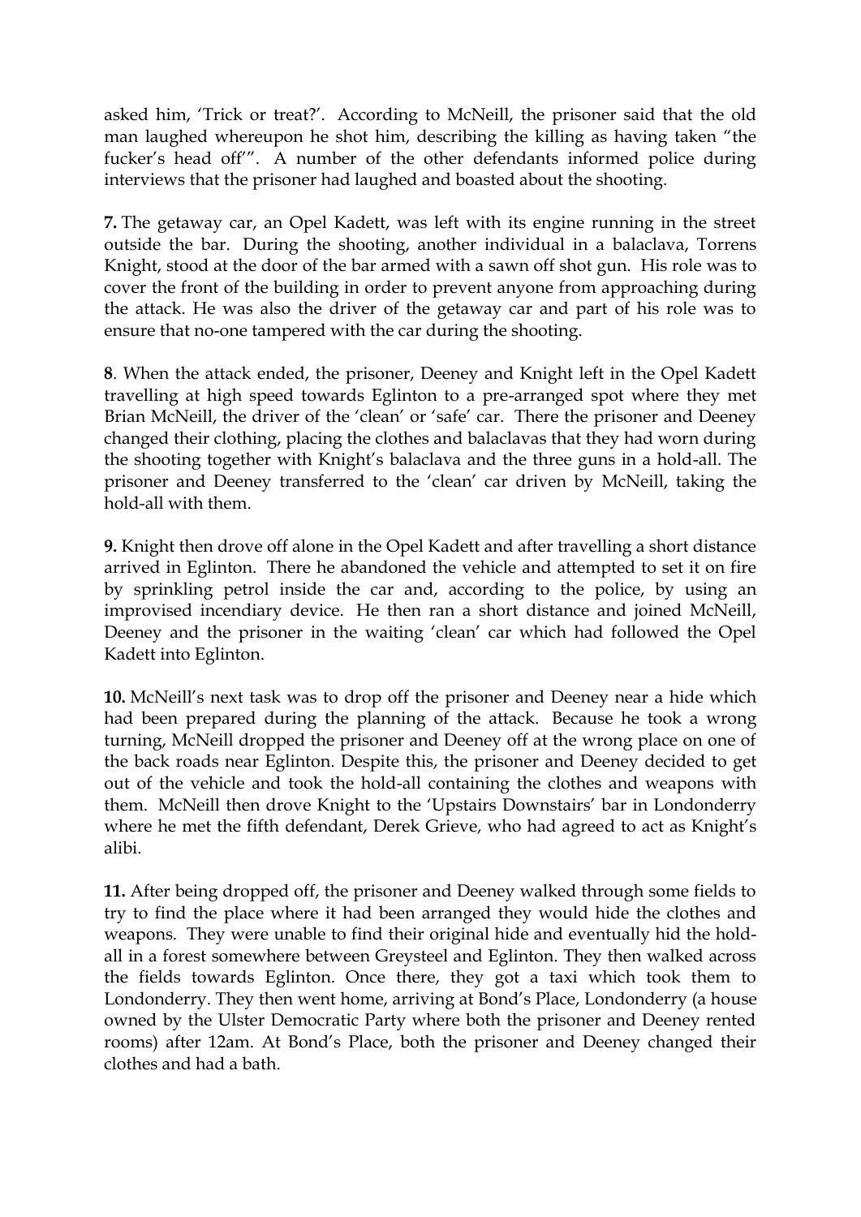asked him, 'Trick or treat?'. According to McNeill, the prisoner said that the old man laughed whereupon he shot him, describing the killing as having taken "the fucker's head off'". A number of the other defendants informed police during interviews that the prisoner had laughed and boasted about the shooting.

**7.** The getaway car, an Opel Kadett, was left with its engine running in the street outside the bar. During the shooting, another individual in a balaclava, Torrens Knight, stood at the door of the bar armed with a sawn off shot gun. His role was to cover the front of the building in order to prevent anyone from approaching during the attack. He was also the driver of the getaway car and part of his role was to ensure that no-one tampered with the car during the shooting.

**8**. When the attack ended, the prisoner, Deeney and Knight left in the Opel Kadett travelling at high speed towards Eglinton to a pre-arranged spot where they met Brian McNeill, the driver of the 'clean' or 'safe' car. There the prisoner and Deeney changed their clothing, placing the clothes and balaclavas that they had worn during the shooting together with Knight's balaclava and the three guns in a hold-all. The prisoner and Deeney transferred to the 'clean' car driven by McNeill, taking the hold-all with them.

**9.** Knight then drove off alone in the Opel Kadett and after travelling a short distance arrived in Eglinton. There he abandoned the vehicle and attempted to set it on fire by sprinkling petrol inside the car and, according to the police, by using an improvised incendiary device. He then ran a short distance and joined McNeill, Deeney and the prisoner in the waiting 'clean' car which had followed the Opel Kadett into Eglinton.

**10.** McNeill's next task was to drop off the prisoner and Deeney near a hide which had been prepared during the planning of the attack. Because he took a wrong turning, McNeill dropped the prisoner and Deeney off at the wrong place on one of the back roads near Eglinton. Despite this, the prisoner and Deeney decided to get out of the vehicle and took the hold-all containing the clothes and weapons with them. McNeill then drove Knight to the 'Upstairs Downstairs' bar in Londonderry where he met the fifth defendant, Derek Grieve, who had agreed to act as Knight's alibi.

**11.** After being dropped off, the prisoner and Deeney walked through some fields to try to find the place where it had been arranged they would hide the clothes and weapons. They were unable to find their original hide and eventually hid the hold-all in a forest somewhere between Greysteel and Eglinton. They then walked across the fields towards Eglinton. Once there, they got a taxi which took them to Londonderry. They then went home, arriving at Bond's Place, Londonderry (a house owned by the Ulster Democratic Party where both the prisoner and Deeney rented rooms) after 12am. At Bond's Place, both the prisoner and Deeney changed their clothes and had a bath.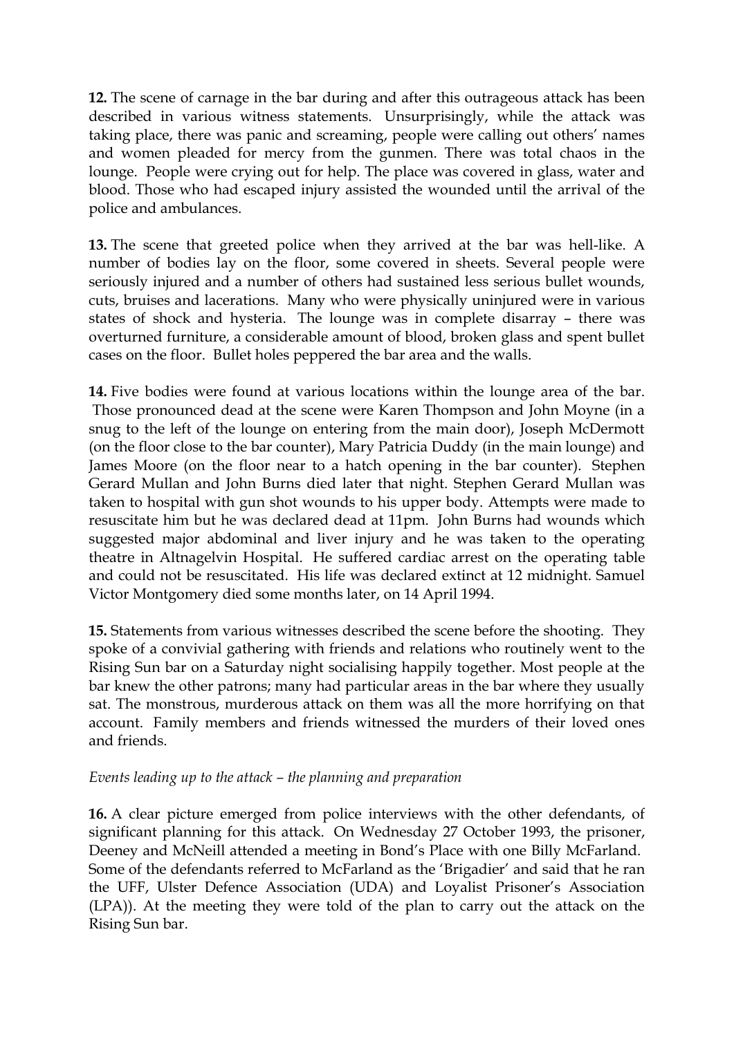**12.** The scene of carnage in the bar during and after this outrageous attack has been described in various witness statements. Unsurprisingly, while the attack was taking place, there was panic and screaming, people were calling out others' names and women pleaded for mercy from the gunmen. There was total chaos in the lounge. People were crying out for help. The place was covered in glass, water and blood. Those who had escaped injury assisted the wounded until the arrival of the police and ambulances.

**13.** The scene that greeted police when they arrived at the bar was hell-like. A number of bodies lay on the floor, some covered in sheets. Several people were seriously injured and a number of others had sustained less serious bullet wounds, cuts, bruises and lacerations. Many who were physically uninjured were in various states of shock and hysteria. The lounge was in complete disarray – there was overturned furniture, a considerable amount of blood, broken glass and spent bullet cases on the floor. Bullet holes peppered the bar area and the walls.

**14.** Five bodies were found at various locations within the lounge area of the bar. Those pronounced dead at the scene were Karen Thompson and John Moyne (in a snug to the left of the lounge on entering from the main door), Joseph McDermott (on the floor close to the bar counter), Mary Patricia Duddy (in the main lounge) and James Moore (on the floor near to a hatch opening in the bar counter). Stephen Gerard Mullan and John Burns died later that night. Stephen Gerard Mullan was taken to hospital with gun shot wounds to his upper body. Attempts were made to resuscitate him but he was declared dead at 11pm. John Burns had wounds which suggested major abdominal and liver injury and he was taken to the operating theatre in Altnagelvin Hospital. He suffered cardiac arrest on the operating table and could not be resuscitated. His life was declared extinct at 12 midnight. Samuel Victor Montgomery died some months later, on 14 April 1994.

**15.** Statements from various witnesses described the scene before the shooting. They spoke of a convivial gathering with friends and relations who routinely went to the Rising Sun bar on a Saturday night socialising happily together. Most people at the bar knew the other patrons; many had particular areas in the bar where they usually sat. The monstrous, murderous attack on them was all the more horrifying on that account. Family members and friends witnessed the murders of their loved ones and friends.

*Events leading up to the attack – the planning and preparation*

**16.** A clear picture emerged from police interviews with the other defendants, of significant planning for this attack. On Wednesday 27 October 1993, the prisoner, Deeney and McNeill attended a meeting in Bond's Place with one Billy McFarland. Some of the defendants referred to McFarland as the 'Brigadier' and said that he ran the UFF, Ulster Defence Association (UDA) and Loyalist Prisoner's Association (LPA)). At the meeting they were told of the plan to carry out the attack on the Rising Sun bar.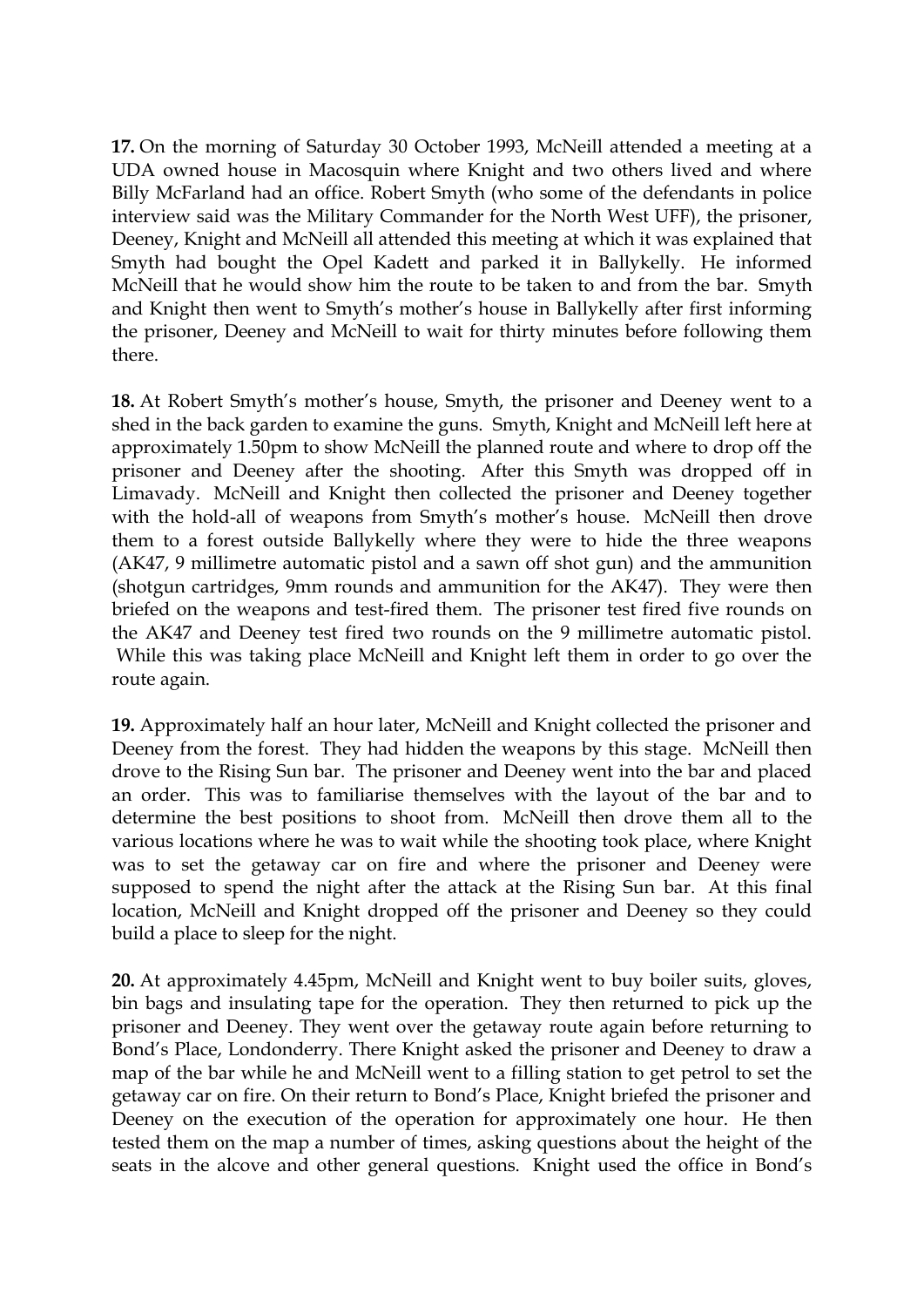**17.** On the morning of Saturday 30 October 1993, McNeill attended a meeting at a UDA owned house in Macosquin where Knight and two others lived and where Billy McFarland had an office. Robert Smyth (who some of the defendants in police interview said was the Military Commander for the North West UFF), the prisoner, Deeney, Knight and McNeill all attended this meeting at which it was explained that Smyth had bought the Opel Kadett and parked it in Ballykelly. He informed McNeill that he would show him the route to be taken to and from the bar. Smyth and Knight then went to Smyth's mother's house in Ballykelly after first informing the prisoner, Deeney and McNeill to wait for thirty minutes before following them there.

**18.** At Robert Smyth's mother's house, Smyth, the prisoner and Deeney went to a shed in the back garden to examine the guns. Smyth, Knight and McNeill left here at approximately 1.50pm to show McNeill the planned route and where to drop off the prisoner and Deeney after the shooting. After this Smyth was dropped off in Limavady. McNeill and Knight then collected the prisoner and Deeney together with the hold-all of weapons from Smyth's mother's house. McNeill then drove them to a forest outside Ballykelly where they were to hide the three weapons (AK47, 9 millimetre automatic pistol and a sawn off shot gun) and the ammunition (shotgun cartridges, 9mm rounds and ammunition for the AK47). They were then briefed on the weapons and test-fired them. The prisoner test fired five rounds on the AK47 and Deeney test fired two rounds on the 9 millimetre automatic pistol. While this was taking place McNeill and Knight left them in order to go over the route again.

**19.** Approximately half an hour later, McNeill and Knight collected the prisoner and Deeney from the forest. They had hidden the weapons by this stage. McNeill then drove to the Rising Sun bar. The prisoner and Deeney went into the bar and placed an order. This was to familiarise themselves with the layout of the bar and to determine the best positions to shoot from. McNeill then drove them all to the various locations where he was to wait while the shooting took place, where Knight was to set the getaway car on fire and where the prisoner and Deeney were supposed to spend the night after the attack at the Rising Sun bar. At this final location, McNeill and Knight dropped off the prisoner and Deeney so they could build a place to sleep for the night.

**20.** At approximately 4.45pm, McNeill and Knight went to buy boiler suits, gloves, bin bags and insulating tape for the operation. They then returned to pick up the prisoner and Deeney. They went over the getaway route again before returning to Bond's Place, Londonderry. There Knight asked the prisoner and Deeney to draw a map of the bar while he and McNeill went to a filling station to get petrol to set the getaway car on fire. On their return to Bond's Place, Knight briefed the prisoner and Deeney on the execution of the operation for approximately one hour. He then tested them on the map a number of times, asking questions about the height of the seats in the alcove and other general questions. Knight used the office in Bond's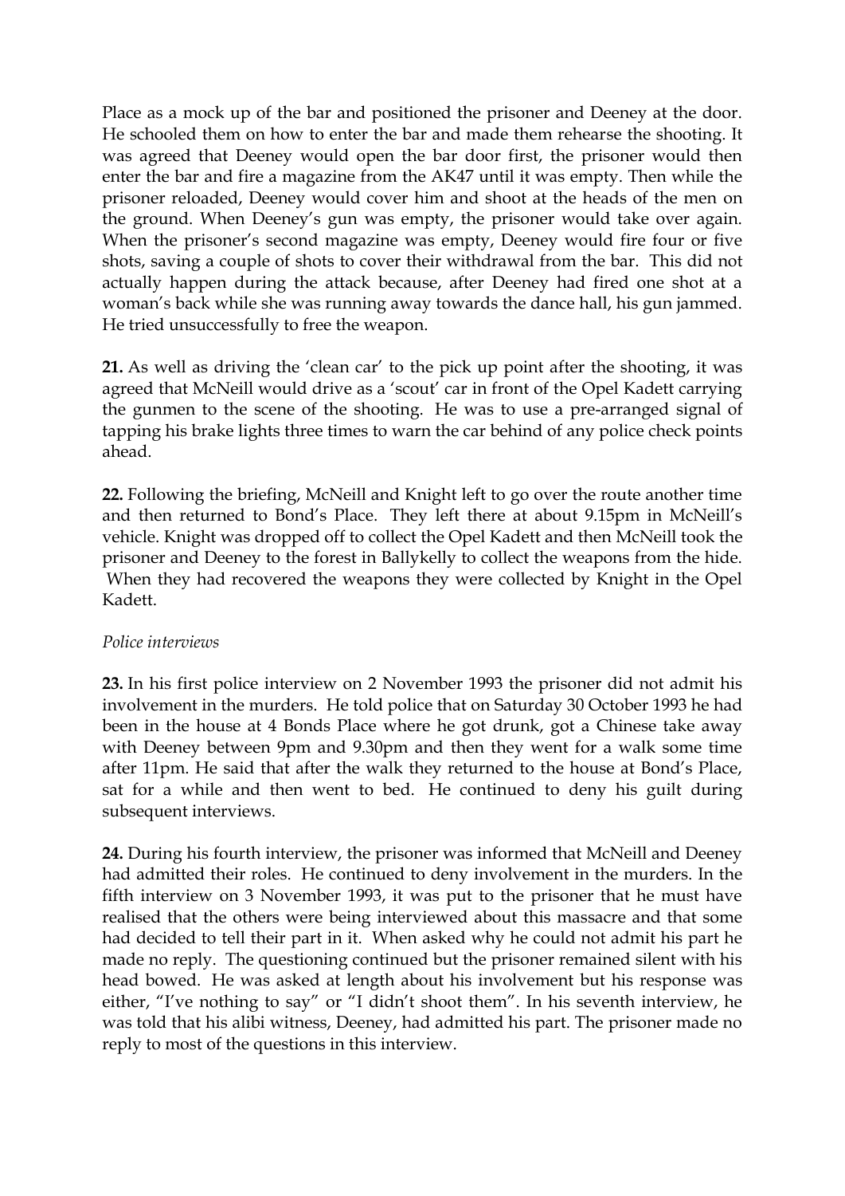Place as a mock up of the bar and positioned the prisoner and Deeney at the door. He schooled them on how to enter the bar and made them rehearse the shooting. It was agreed that Deeney would open the bar door first, the prisoner would then enter the bar and fire a magazine from the AK47 until it was empty. Then while the prisoner reloaded, Deeney would cover him and shoot at the heads of the men on the ground. When Deeney's gun was empty, the prisoner would take over again. When the prisoner's second magazine was empty, Deeney would fire four or five shots, saving a couple of shots to cover their withdrawal from the bar. This did not actually happen during the attack because, after Deeney had fired one shot at a woman's back while she was running away towards the dance hall, his gun jammed. He tried unsuccessfully to free the weapon.

**21.** As well as driving the 'clean car' to the pick up point after the shooting, it was agreed that McNeill would drive as a 'scout' car in front of the Opel Kadett carrying the gunmen to the scene of the shooting. He was to use a pre-arranged signal of tapping his brake lights three times to warn the car behind of any police check points ahead.

**22.** Following the briefing, McNeill and Knight left to go over the route another time and then returned to Bond's Place. They left there at about 9.15pm in McNeill's vehicle. Knight was dropped off to collect the Opel Kadett and then McNeill took the prisoner and Deeney to the forest in Ballykelly to collect the weapons from the hide. When they had recovered the weapons they were collected by Knight in the Opel Kadett.

*Police interviews*

**23.** In his first police interview on 2 November 1993 the prisoner did not admit his involvement in the murders. He told police that on Saturday 30 October 1993 he had been in the house at 4 Bonds Place where he got drunk, got a Chinese take away with Deeney between 9pm and 9.30pm and then they went for a walk some time after 11pm. He said that after the walk they returned to the house at Bond's Place, sat for a while and then went to bed. He continued to deny his guilt during subsequent interviews.

**24.** During his fourth interview, the prisoner was informed that McNeill and Deeney had admitted their roles. He continued to deny involvement in the murders. In the fifth interview on 3 November 1993, it was put to the prisoner that he must have realised that the others were being interviewed about this massacre and that some had decided to tell their part in it. When asked why he could not admit his part he made no reply. The questioning continued but the prisoner remained silent with his head bowed. He was asked at length about his involvement but his response was either, "I've nothing to say" or "I didn't shoot them". In his seventh interview, he was told that his alibi witness, Deeney, had admitted his part. The prisoner made no reply to most of the questions in this interview.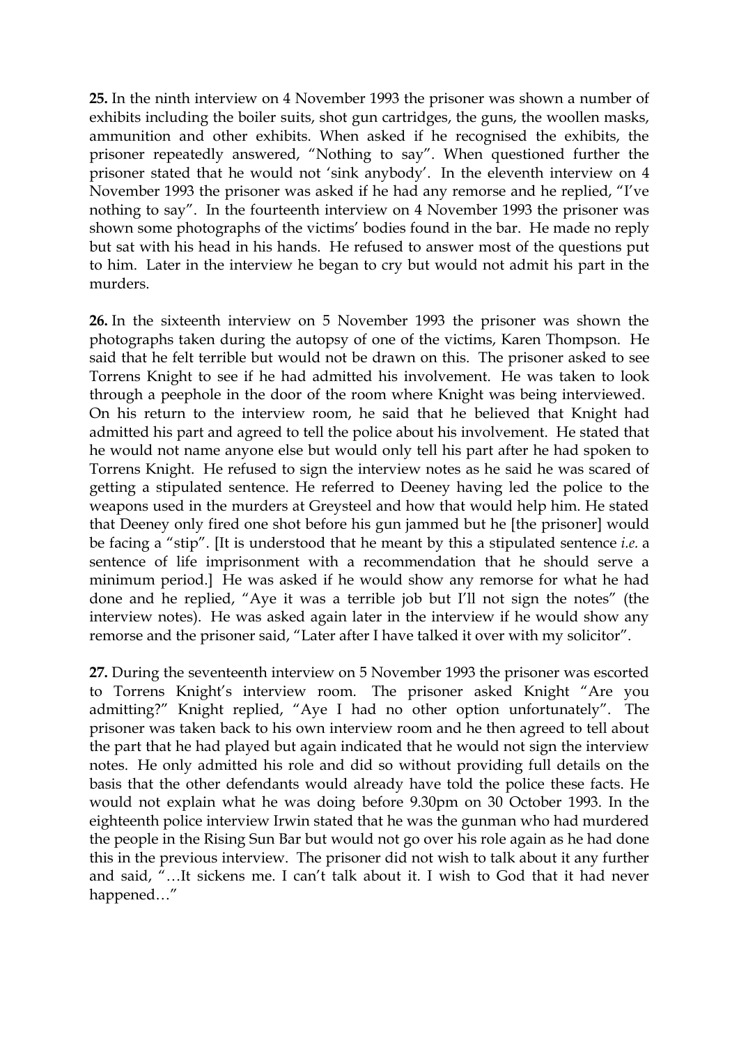**25.** In the ninth interview on 4 November 1993 the prisoner was shown a number of exhibits including the boiler suits, shot gun cartridges, the guns, the woollen masks, ammunition and other exhibits. When asked if he recognised the exhibits, the prisoner repeatedly answered, "Nothing to say". When questioned further the prisoner stated that he would not 'sink anybody'. In the eleventh interview on 4 November 1993 the prisoner was asked if he had any remorse and he replied, "I've nothing to say". In the fourteenth interview on 4 November 1993 the prisoner was shown some photographs of the victims' bodies found in the bar. He made no reply but sat with his head in his hands. He refused to answer most of the questions put to him. Later in the interview he began to cry but would not admit his part in the murders.

**26.** In the sixteenth interview on 5 November 1993 the prisoner was shown the photographs taken during the autopsy of one of the victims, Karen Thompson. He said that he felt terrible but would not be drawn on this. The prisoner asked to see Torrens Knight to see if he had admitted his involvement. He was taken to look through a peephole in the door of the room where Knight was being interviewed. On his return to the interview room, he said that he believed that Knight had admitted his part and agreed to tell the police about his involvement. He stated that he would not name anyone else but would only tell his part after he had spoken to Torrens Knight. He refused to sign the interview notes as he said he was scared of getting a stipulated sentence. He referred to Deeney having led the police to the weapons used in the murders at Greysteel and how that would help him. He stated that Deeney only fired one shot before his gun jammed but he [the prisoner] would be facing a "stip". [It is understood that he meant by this a stipulated sentence *i.e.* a sentence of life imprisonment with a recommendation that he should serve a minimum period.] He was asked if he would show any remorse for what he had done and he replied, "Aye it was a terrible job but I'll not sign the notes" (the interview notes). He was asked again later in the interview if he would show any remorse and the prisoner said, "Later after I have talked it over with my solicitor".

**27.** During the seventeenth interview on 5 November 1993 the prisoner was escorted to Torrens Knight's interview room. The prisoner asked Knight "Are you admitting?" Knight replied, "Aye I had no other option unfortunately". The prisoner was taken back to his own interview room and he then agreed to tell about the part that he had played but again indicated that he would not sign the interview notes. He only admitted his role and did so without providing full details on the basis that the other defendants would already have told the police these facts. He would not explain what he was doing before 9.30pm on 30 October 1993. In the eighteenth police interview Irwin stated that he was the gunman who had murdered the people in the Rising Sun Bar but would not go over his role again as he had done this in the previous interview. The prisoner did not wish to talk about it any further and said, "…It sickens me. I can't talk about it. I wish to God that it had never happened…"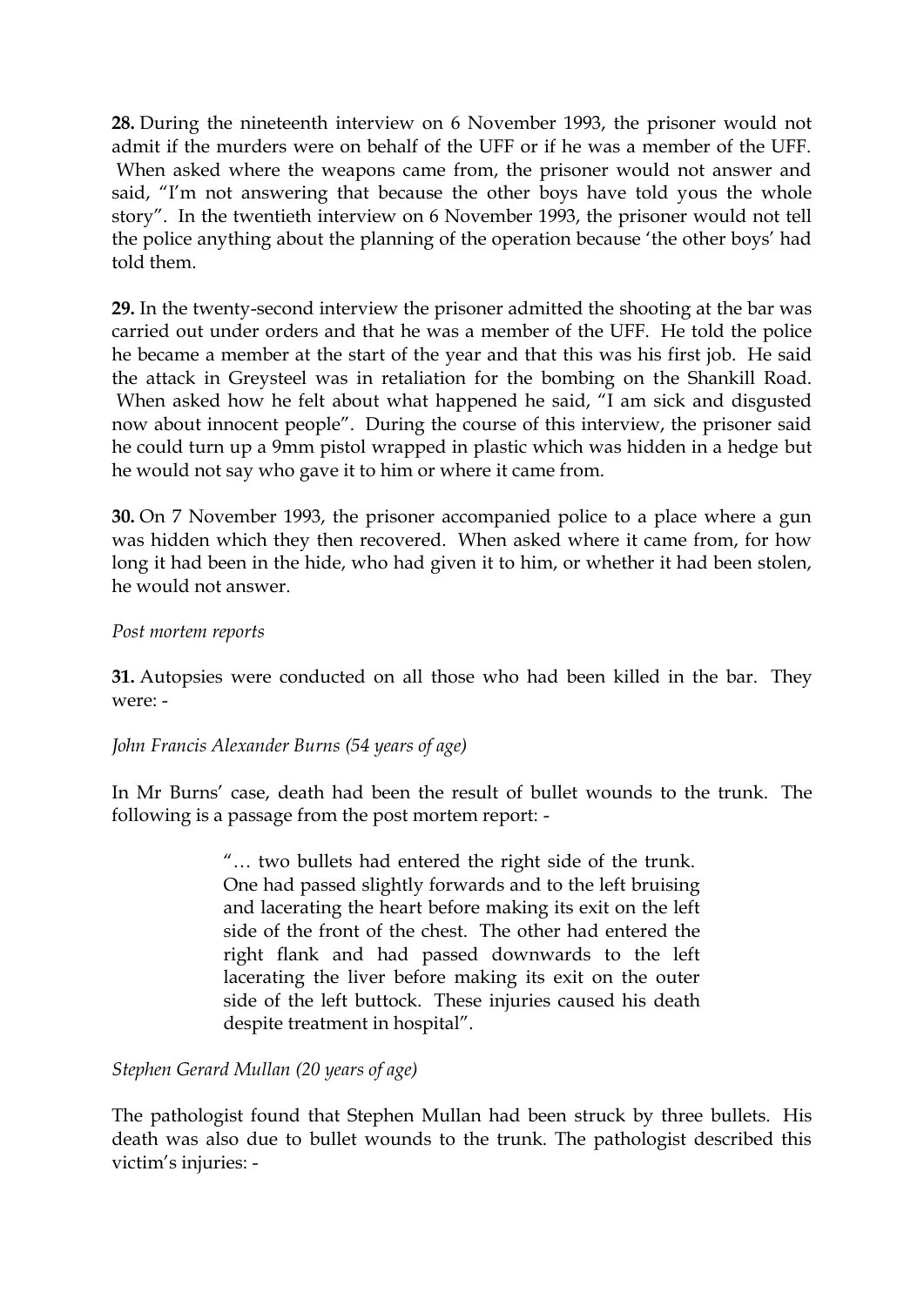**28.** During the nineteenth interview on 6 November 1993, the prisoner would not admit if the murders were on behalf of the UFF or if he was a member of the UFF. When asked where the weapons came from, the prisoner would not answer and said, "I'm not answering that because the other boys have told yous the whole story". In the twentieth interview on 6 November 1993, the prisoner would not tell the police anything about the planning of the operation because 'the other boys' had told them.

**29.** In the twenty-second interview the prisoner admitted the shooting at the bar was carried out under orders and that he was a member of the UFF. He told the police he became a member at the start of the year and that this was his first job. He said the attack in Greysteel was in retaliation for the bombing on the Shankill Road. When asked how he felt about what happened he said, "I am sick and disgusted now about innocent people". During the course of this interview, the prisoner said he could turn up a 9mm pistol wrapped in plastic which was hidden in a hedge but he would not say who gave it to him or where it came from.

**30.** On 7 November 1993, the prisoner accompanied police to a place where a gun was hidden which they then recovered. When asked where it came from, for how long it had been in the hide, who had given it to him, or whether it had been stolen, he would not answer.

*Post mortem reports*

**31.** Autopsies were conducted on all those who had been killed in the bar. They were: -

*John Francis Alexander Burns (54 years of age)*

In Mr Burns' case, death had been the result of bullet wounds to the trunk. The following is a passage from the post mortem report: -

> "… two bullets had entered the right side of the trunk. One had passed slightly forwards and to the left bruising and lacerating the heart before making its exit on the left side of the front of the chest. The other had entered the right flank and had passed downwards to the left lacerating the liver before making its exit on the outer side of the left buttock. These injuries caused his death despite treatment in hospital".

*Stephen Gerard Mullan (20 years of age)*

The pathologist found that Stephen Mullan had been struck by three bullets. His death was also due to bullet wounds to the trunk. The pathologist described this victim's injuries: -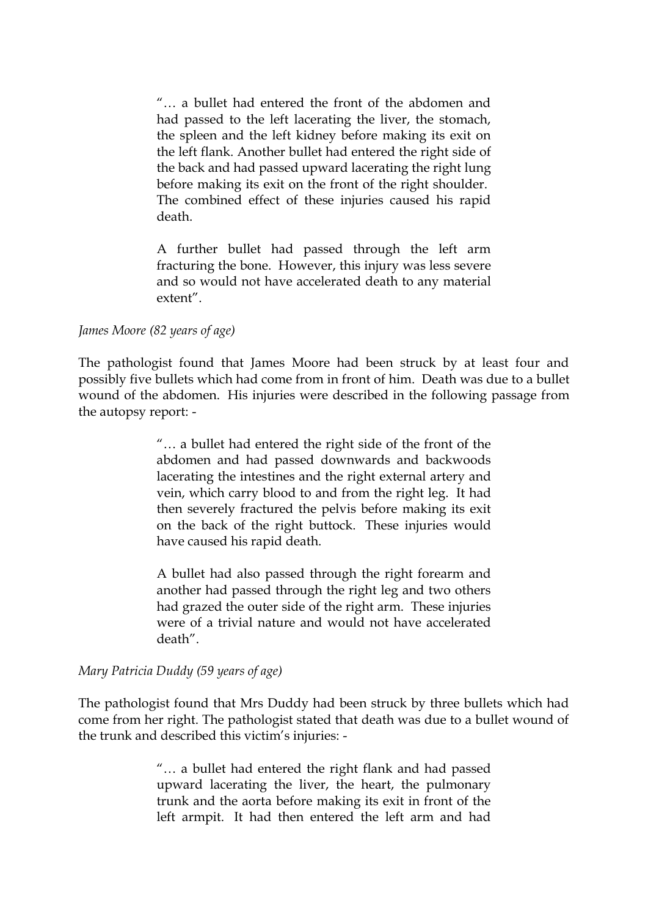> "… a bullet had entered the front of the abdomen and had passed to the left lacerating the liver, the stomach, the spleen and the left kidney before making its exit on the left flank. Another bullet had entered the right side of the back and had passed upward lacerating the right lung before making its exit on the front of the right shoulder. The combined effect of these injuries caused his rapid death.
>
> A further bullet had passed through the left arm fracturing the bone. However, this injury was less severe and so would not have accelerated death to any material extent".

*James Moore (82 years of age)*

The pathologist found that James Moore had been struck by at least four and possibly five bullets which had come from in front of him. Death was due to a bullet wound of the abdomen. His injuries were described in the following passage from the autopsy report: -

> "… a bullet had entered the right side of the front of the abdomen and had passed downwards and backwoods lacerating the intestines and the right external artery and vein, which carry blood to and from the right leg. It had then severely fractured the pelvis before making its exit on the back of the right buttock. These injuries would have caused his rapid death.
>
> A bullet had also passed through the right forearm and another had passed through the right leg and two others had grazed the outer side of the right arm. These injuries were of a trivial nature and would not have accelerated death".

*Mary Patricia Duddy (59 years of age)*

The pathologist found that Mrs Duddy had been struck by three bullets which had come from her right. The pathologist stated that death was due to a bullet wound of the trunk and described this victim's injuries: -

> "… a bullet had entered the right flank and had passed upward lacerating the liver, the heart, the pulmonary trunk and the aorta before making its exit in front of the left armpit. It had then entered the left arm and had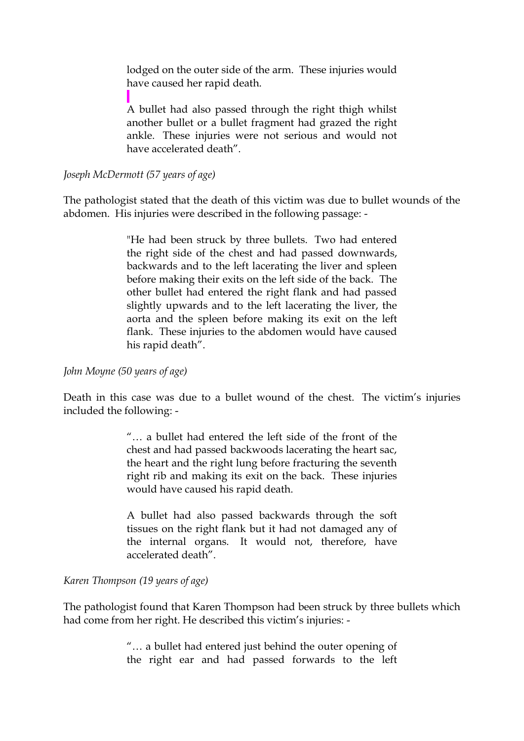> lodged on the outer side of the arm. These injuries would have caused her rapid death.
>
> A bullet had also passed through the right thigh whilst another bullet or a bullet fragment had grazed the right ankle. These injuries were not serious and would not have accelerated death".

*Joseph McDermott (57 years of age)*

The pathologist stated that the death of this victim was due to bullet wounds of the abdomen. His injuries were described in the following passage: -

> "He had been struck by three bullets. Two had entered the right side of the chest and had passed downwards, backwards and to the left lacerating the liver and spleen before making their exits on the left side of the back. The other bullet had entered the right flank and had passed slightly upwards and to the left lacerating the liver, the aorta and the spleen before making its exit on the left flank. These injuries to the abdomen would have caused his rapid death".

*John Moyne (50 years of age)*

Death in this case was due to a bullet wound of the chest. The victim's injuries included the following: -

> "… a bullet had entered the left side of the front of the chest and had passed backwoods lacerating the heart sac, the heart and the right lung before fracturing the seventh right rib and making its exit on the back. These injuries would have caused his rapid death.
>
> A bullet had also passed backwards through the soft tissues on the right flank but it had not damaged any of the internal organs. It would not, therefore, have accelerated death".

*Karen Thompson (19 years of age)*

The pathologist found that Karen Thompson had been struck by three bullets which had come from her right. He described this victim's injuries: -

> "… a bullet had entered just behind the outer opening of the right ear and had passed forwards to the left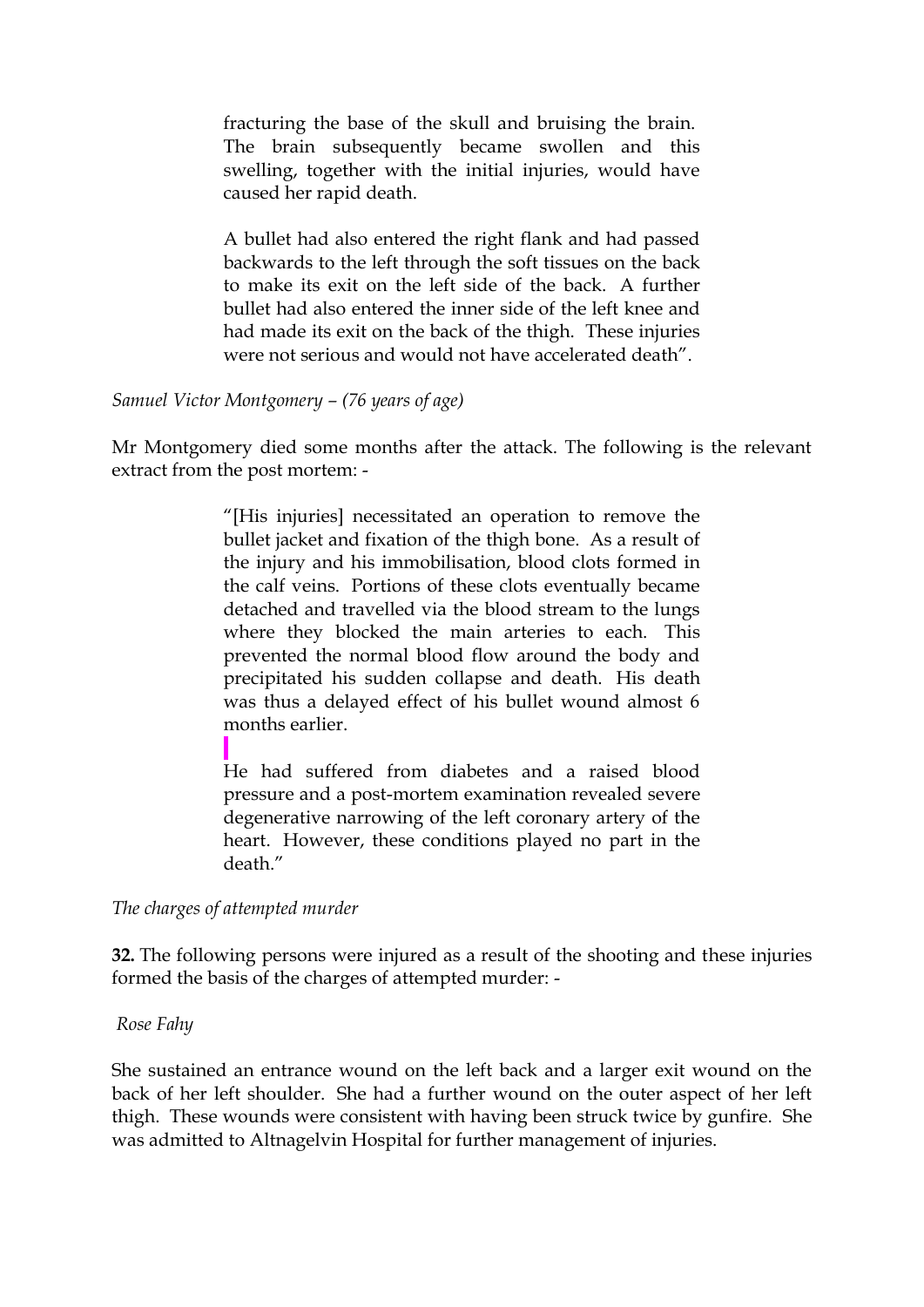> fracturing the base of the skull and bruising the brain. The brain subsequently became swollen and this swelling, together with the initial injuries, would have caused her rapid death.
>
> A bullet had also entered the right flank and had passed backwards to the left through the soft tissues on the back to make its exit on the left side of the back. A further bullet had also entered the inner side of the left knee and had made its exit on the back of the thigh. These injuries were not serious and would not have accelerated death".

*Samuel Victor Montgomery – (76 years of age)*

Mr Montgomery died some months after the attack. The following is the relevant extract from the post mortem: -

> "[His injuries] necessitated an operation to remove the bullet jacket and fixation of the thigh bone. As a result of the injury and his immobilisation, blood clots formed in the calf veins. Portions of these clots eventually became detached and travelled via the blood stream to the lungs where they blocked the main arteries to each. This prevented the normal blood flow around the body and precipitated his sudden collapse and death. His death was thus a delayed effect of his bullet wound almost 6 months earlier.
>
> He had suffered from diabetes and a raised blood pressure and a post-mortem examination revealed severe degenerative narrowing of the left coronary artery of the heart. However, these conditions played no part in the death."

*The charges of attempted murder*

**32.** The following persons were injured as a result of the shooting and these injuries formed the basis of the charges of attempted murder: -

*Rose Fahy*

She sustained an entrance wound on the left back and a larger exit wound on the back of her left shoulder. She had a further wound on the outer aspect of her left thigh. These wounds were consistent with having been struck twice by gunfire. She was admitted to Altnagelvin Hospital for further management of injuries.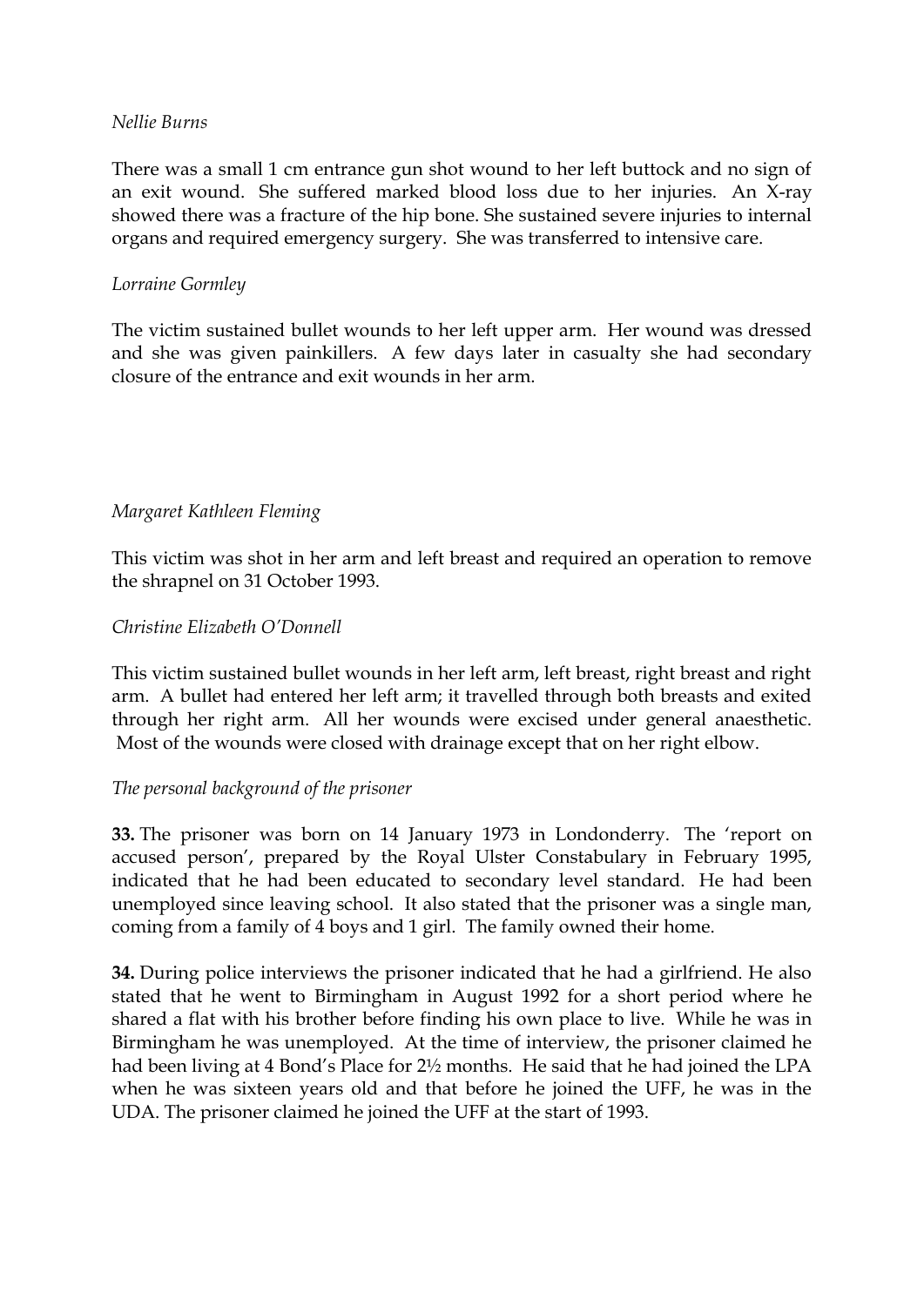*Nellie Burns*

There was a small 1 cm entrance gun shot wound to her left buttock and no sign of an exit wound. She suffered marked blood loss due to her injuries. An X-ray showed there was a fracture of the hip bone. She sustained severe injuries to internal organs and required emergency surgery. She was transferred to intensive care.

*Lorraine Gormley*

The victim sustained bullet wounds to her left upper arm. Her wound was dressed and she was given painkillers. A few days later in casualty she had secondary closure of the entrance and exit wounds in her arm.

*Margaret Kathleen Fleming*

This victim was shot in her arm and left breast and required an operation to remove the shrapnel on 31 October 1993.

*Christine Elizabeth O'Donnell*

This victim sustained bullet wounds in her left arm, left breast, right breast and right arm. A bullet had entered her left arm; it travelled through both breasts and exited through her right arm. All her wounds were excised under general anaesthetic. Most of the wounds were closed with drainage except that on her right elbow.

*The personal background of the prisoner*

**33.** The prisoner was born on 14 January 1973 in Londonderry. The 'report on accused person', prepared by the Royal Ulster Constabulary in February 1995, indicated that he had been educated to secondary level standard. He had been unemployed since leaving school. It also stated that the prisoner was a single man, coming from a family of 4 boys and 1 girl. The family owned their home.

**34.** During police interviews the prisoner indicated that he had a girlfriend. He also stated that he went to Birmingham in August 1992 for a short period where he shared a flat with his brother before finding his own place to live. While he was in Birmingham he was unemployed. At the time of interview, the prisoner claimed he had been living at 4 Bond's Place for 2½ months. He said that he had joined the LPA when he was sixteen years old and that before he joined the UFF, he was in the UDA. The prisoner claimed he joined the UFF at the start of 1993.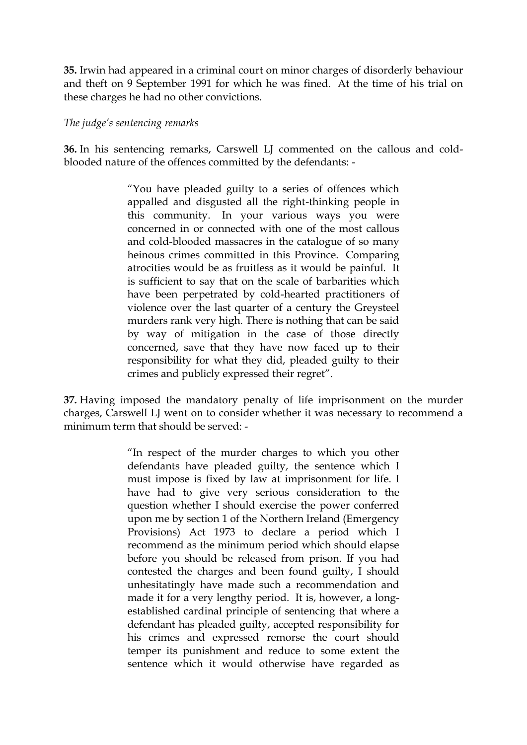**35.** Irwin had appeared in a criminal court on minor charges of disorderly behaviour and theft on 9 September 1991 for which he was fined. At the time of his trial on these charges he had no other convictions.

*The judge's sentencing remarks*

**36.** In his sentencing remarks, Carswell LJ commented on the callous and cold-blooded nature of the offences committed by the defendants: -

> "You have pleaded guilty to a series of offences which appalled and disgusted all the right-thinking people in this community. In your various ways you were concerned in or connected with one of the most callous and cold-blooded massacres in the catalogue of so many heinous crimes committed in this Province. Comparing atrocities would be as fruitless as it would be painful. It is sufficient to say that on the scale of barbarities which have been perpetrated by cold-hearted practitioners of violence over the last quarter of a century the Greysteel murders rank very high. There is nothing that can be said by way of mitigation in the case of those directly concerned, save that they have now faced up to their responsibility for what they did, pleaded guilty to their crimes and publicly expressed their regret".

**37.** Having imposed the mandatory penalty of life imprisonment on the murder charges, Carswell LJ went on to consider whether it was necessary to recommend a minimum term that should be served: -

> "In respect of the murder charges to which you other defendants have pleaded guilty, the sentence which I must impose is fixed by law at imprisonment for life. I have had to give very serious consideration to the question whether I should exercise the power conferred upon me by section 1 of the Northern Ireland (Emergency Provisions) Act 1973 to declare a period which I recommend as the minimum period which should elapse before you should be released from prison. If you had contested the charges and been found guilty, I should unhesitatingly have made such a recommendation and made it for a very lengthy period. It is, however, a long-established cardinal principle of sentencing that where a defendant has pleaded guilty, accepted responsibility for his crimes and expressed remorse the court should temper its punishment and reduce to some extent the sentence which it would otherwise have regarded as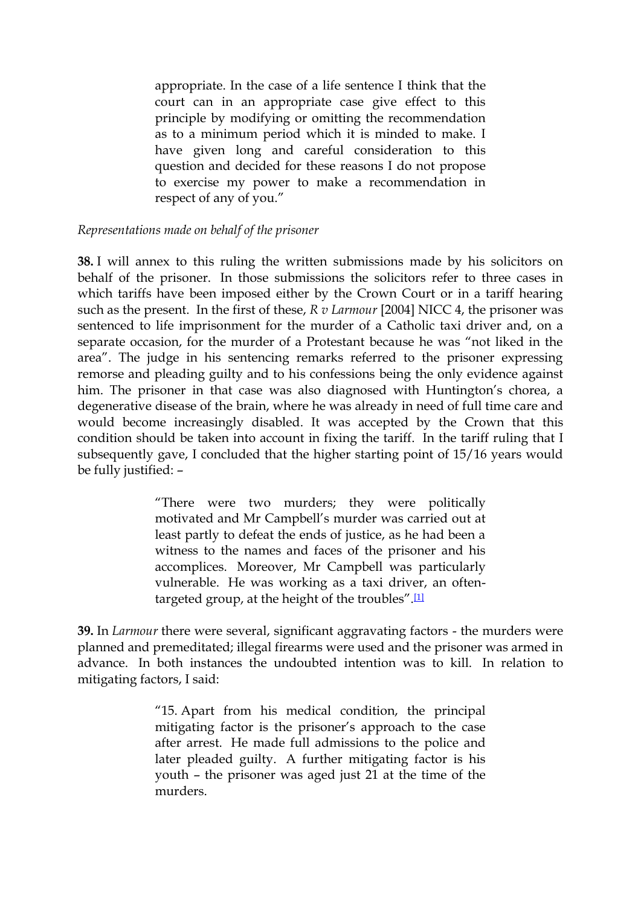> appropriate. In the case of a life sentence I think that the court can in an appropriate case give effect to this principle by modifying or omitting the recommendation as to a minimum period which it is minded to make. I have given long and careful consideration to this question and decided for these reasons I do not propose to exercise my power to make a recommendation in respect of any of you."

*Representations made on behalf of the prisoner*

**38.** I will annex to this ruling the written submissions made by his solicitors on behalf of the prisoner. In those submissions the solicitors refer to three cases in which tariffs have been imposed either by the Crown Court or in a tariff hearing such as the present. In the first of these, *R v Larmour* [2004] NICC 4, the prisoner was sentenced to life imprisonment for the murder of a Catholic taxi driver and, on a separate occasion, for the murder of a Protestant because he was "not liked in the area". The judge in his sentencing remarks referred to the prisoner expressing remorse and pleading guilty and to his confessions being the only evidence against him. The prisoner in that case was also diagnosed with Huntington's chorea, a degenerative disease of the brain, where he was already in need of full time care and would become increasingly disabled. It was accepted by the Crown that this condition should be taken into account in fixing the tariff. In the tariff ruling that I subsequently gave, I concluded that the higher starting point of 15/16 years would be fully justified: –

> "There were two murders; they were politically motivated and Mr Campbell's murder was carried out at least partly to defeat the ends of justice, as he had been a witness to the names and faces of the prisoner and his accomplices. Moreover, Mr Campbell was particularly vulnerable. He was working as a taxi driver, an often-targeted group, at the height of the troubles".[1]

**39.** In *Larmour* there were several, significant aggravating factors - the murders were planned and premeditated; illegal firearms were used and the prisoner was armed in advance. In both instances the undoubted intention was to kill. In relation to mitigating factors, I said:

> "15. Apart from his medical condition, the principal mitigating factor is the prisoner's approach to the case after arrest. He made full admissions to the police and later pleaded guilty. A further mitigating factor is his youth – the prisoner was aged just 21 at the time of the murders.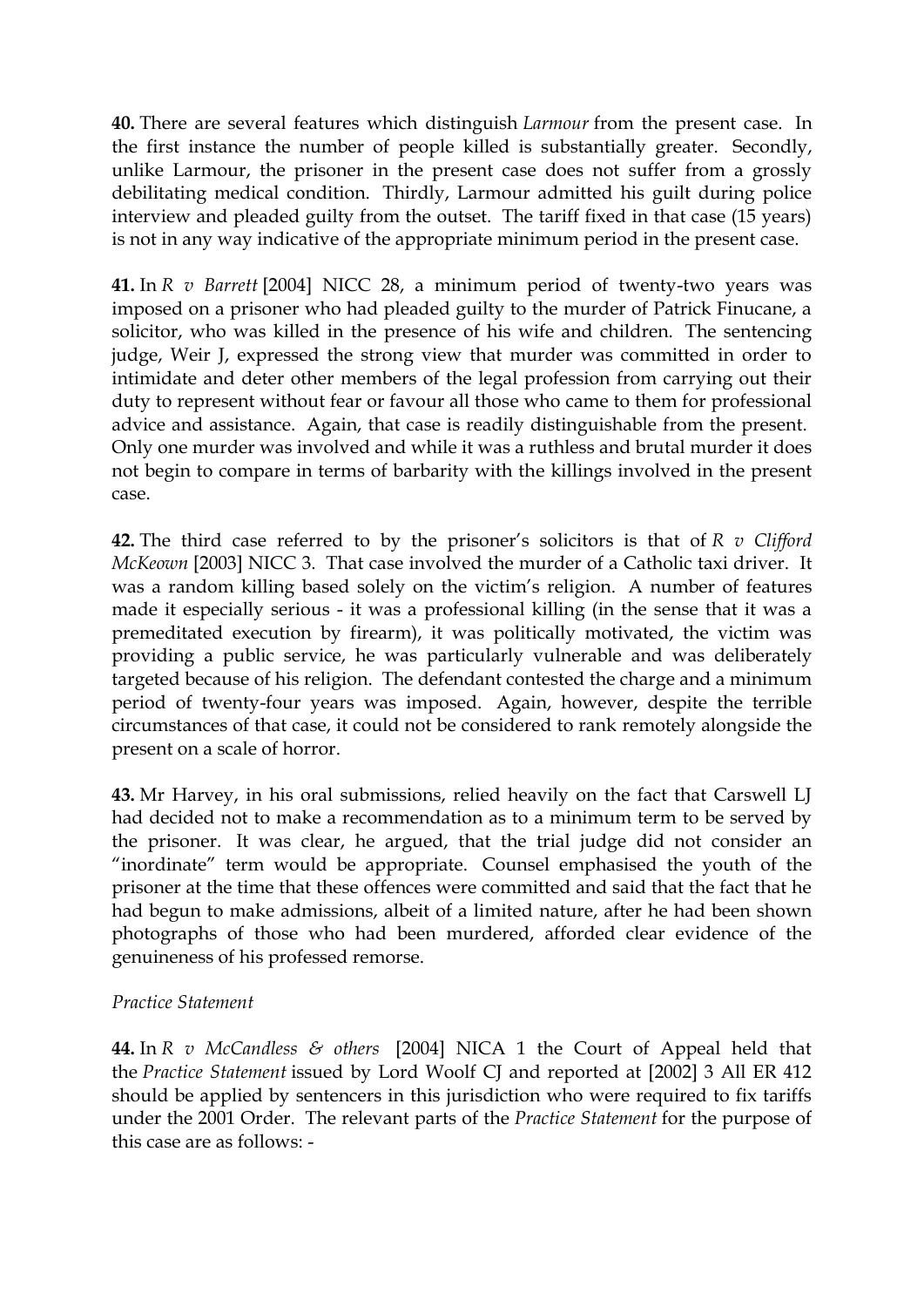**40.** There are several features which distinguish *Larmour* from the present case. In the first instance the number of people killed is substantially greater. Secondly, unlike Larmour, the prisoner in the present case does not suffer from a grossly debilitating medical condition. Thirdly, Larmour admitted his guilt during police interview and pleaded guilty from the outset. The tariff fixed in that case (15 years) is not in any way indicative of the appropriate minimum period in the present case.

**41.** In *R v Barrett* [2004] NICC 28, a minimum period of twenty-two years was imposed on a prisoner who had pleaded guilty to the murder of Patrick Finucane, a solicitor, who was killed in the presence of his wife and children. The sentencing judge, Weir J, expressed the strong view that murder was committed in order to intimidate and deter other members of the legal profession from carrying out their duty to represent without fear or favour all those who came to them for professional advice and assistance. Again, that case is readily distinguishable from the present. Only one murder was involved and while it was a ruthless and brutal murder it does not begin to compare in terms of barbarity with the killings involved in the present case.

**42.** The third case referred to by the prisoner's solicitors is that of *R v Clifford McKeown* [2003] NICC 3. That case involved the murder of a Catholic taxi driver. It was a random killing based solely on the victim's religion. A number of features made it especially serious - it was a professional killing (in the sense that it was a premeditated execution by firearm), it was politically motivated, the victim was providing a public service, he was particularly vulnerable and was deliberately targeted because of his religion. The defendant contested the charge and a minimum period of twenty-four years was imposed. Again, however, despite the terrible circumstances of that case, it could not be considered to rank remotely alongside the present on a scale of horror.

**43.** Mr Harvey, in his oral submissions, relied heavily on the fact that Carswell LJ had decided not to make a recommendation as to a minimum term to be served by the prisoner. It was clear, he argued, that the trial judge did not consider an "inordinate" term would be appropriate. Counsel emphasised the youth of the prisoner at the time that these offences were committed and said that the fact that he had begun to make admissions, albeit of a limited nature, after he had been shown photographs of those who had been murdered, afforded clear evidence of the genuineness of his professed remorse.

*Practice Statement*

**44.** In *R v McCandless & others* [2004] NICA 1 the Court of Appeal held that the *Practice Statement* issued by Lord Woolf CJ and reported at [2002] 3 All ER 412 should be applied by sentencers in this jurisdiction who were required to fix tariffs under the 2001 Order. The relevant parts of the *Practice Statement* for the purpose of this case are as follows: -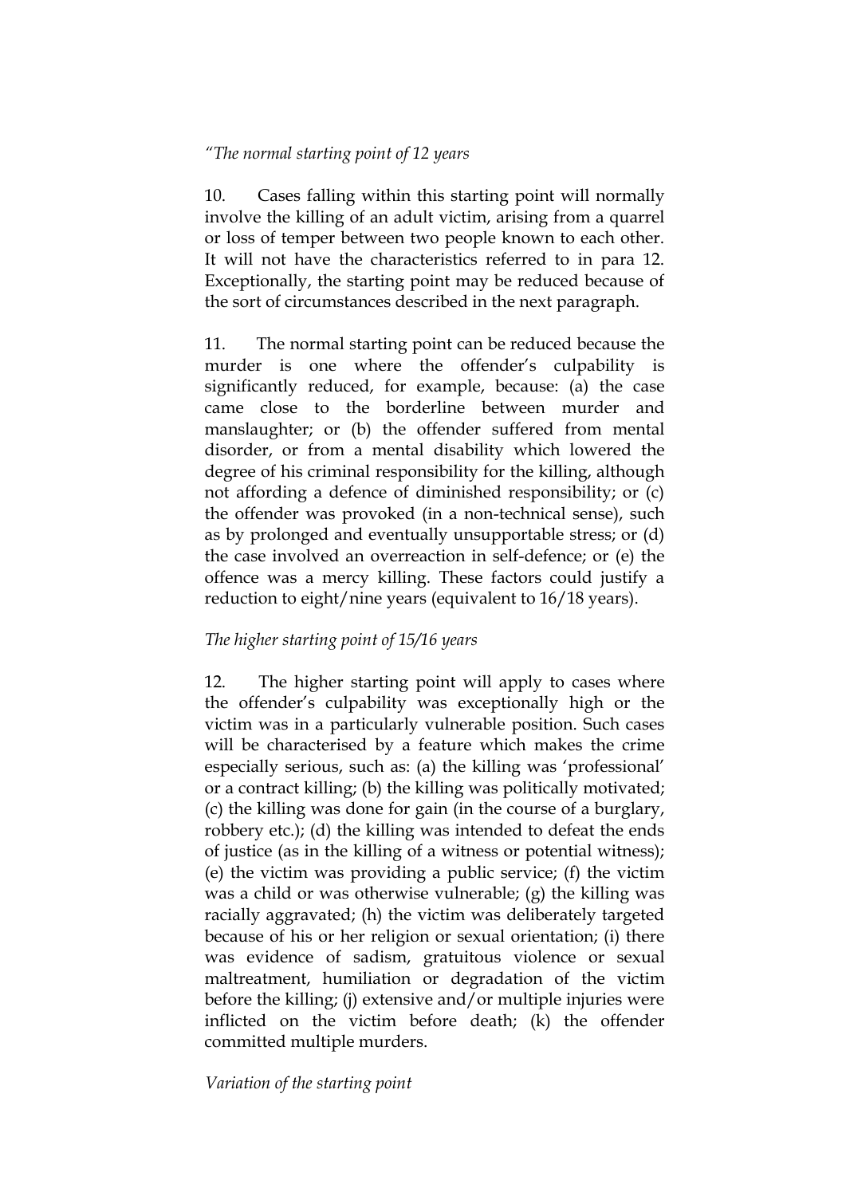*"The normal starting point of 12 years*

10. Cases falling within this starting point will normally involve the killing of an adult victim, arising from a quarrel or loss of temper between two people known to each other. It will not have the characteristics referred to in para 12. Exceptionally, the starting point may be reduced because of the sort of circumstances described in the next paragraph.

11. The normal starting point can be reduced because the murder is one where the offender's culpability is significantly reduced, for example, because: (a) the case came close to the borderline between murder and manslaughter; or (b) the offender suffered from mental disorder, or from a mental disability which lowered the degree of his criminal responsibility for the killing, although not affording a defence of diminished responsibility; or (c) the offender was provoked (in a non-technical sense), such as by prolonged and eventually unsupportable stress; or (d) the case involved an overreaction in self-defence; or (e) the offence was a mercy killing. These factors could justify a reduction to eight/nine years (equivalent to 16/18 years).

*The higher starting point of 15/16 years*

12. The higher starting point will apply to cases where the offender's culpability was exceptionally high or the victim was in a particularly vulnerable position. Such cases will be characterised by a feature which makes the crime especially serious, such as: (a) the killing was 'professional' or a contract killing; (b) the killing was politically motivated; (c) the killing was done for gain (in the course of a burglary, robbery etc.); (d) the killing was intended to defeat the ends of justice (as in the killing of a witness or potential witness); (e) the victim was providing a public service; (f) the victim was a child or was otherwise vulnerable; (g) the killing was racially aggravated; (h) the victim was deliberately targeted because of his or her religion or sexual orientation; (i) there was evidence of sadism, gratuitous violence or sexual maltreatment, humiliation or degradation of the victim before the killing; (j) extensive and/or multiple injuries were inflicted on the victim before death; (k) the offender committed multiple murders.

*Variation of the starting point*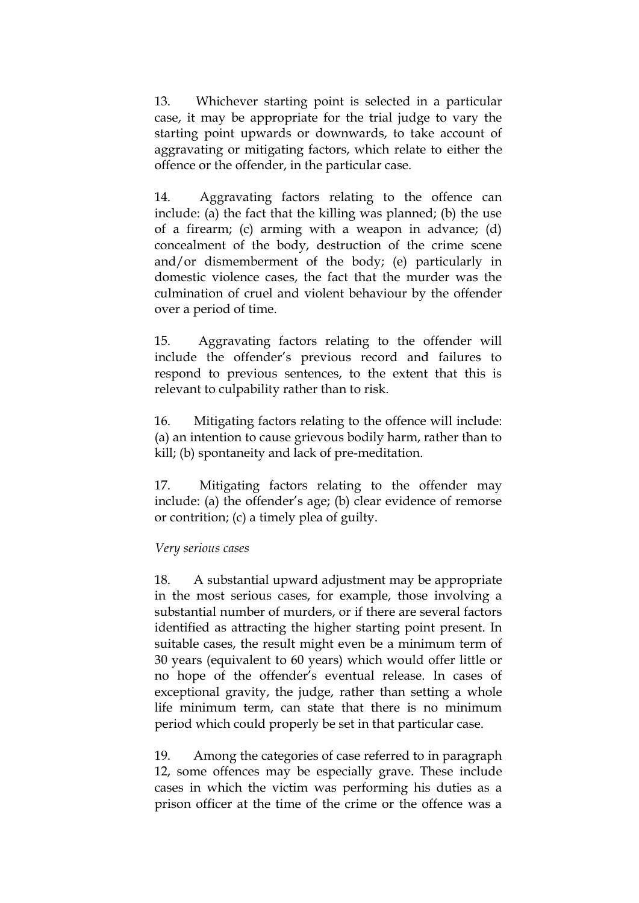13. Whichever starting point is selected in a particular case, it may be appropriate for the trial judge to vary the starting point upwards or downwards, to take account of aggravating or mitigating factors, which relate to either the offence or the offender, in the particular case.

14. Aggravating factors relating to the offence can include: (a) the fact that the killing was planned; (b) the use of a firearm; (c) arming with a weapon in advance; (d) concealment of the body, destruction of the crime scene and/or dismemberment of the body; (e) particularly in domestic violence cases, the fact that the murder was the culmination of cruel and violent behaviour by the offender over a period of time.

15. Aggravating factors relating to the offender will include the offender's previous record and failures to respond to previous sentences, to the extent that this is relevant to culpability rather than to risk.

16. Mitigating factors relating to the offence will include: (a) an intention to cause grievous bodily harm, rather than to kill; (b) spontaneity and lack of pre-meditation.

17. Mitigating factors relating to the offender may include: (a) the offender's age; (b) clear evidence of remorse or contrition; (c) a timely plea of guilty.

*Very serious cases*

18. A substantial upward adjustment may be appropriate in the most serious cases, for example, those involving a substantial number of murders, or if there are several factors identified as attracting the higher starting point present. In suitable cases, the result might even be a minimum term of 30 years (equivalent to 60 years) which would offer little or no hope of the offender's eventual release. In cases of exceptional gravity, the judge, rather than setting a whole life minimum term, can state that there is no minimum period which could properly be set in that particular case.

19. Among the categories of case referred to in paragraph 12, some offences may be especially grave. These include cases in which the victim was performing his duties as a prison officer at the time of the crime or the offence was a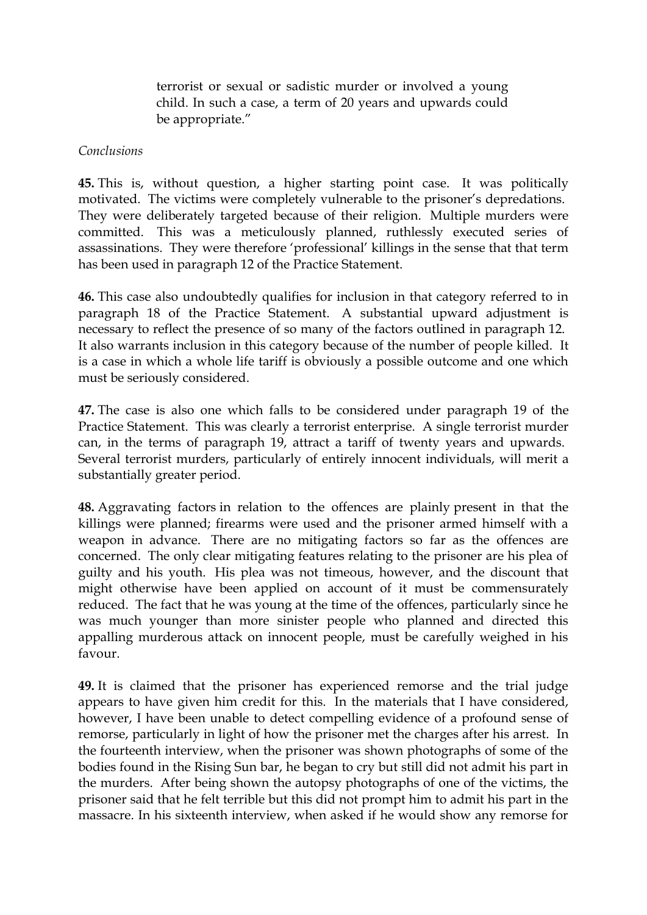> terrorist or sexual or sadistic murder or involved a young child. In such a case, a term of 20 years and upwards could be appropriate."

*Conclusions*

**45.** This is, without question, a higher starting point case. It was politically motivated. The victims were completely vulnerable to the prisoner's depredations. They were deliberately targeted because of their religion. Multiple murders were committed. This was a meticulously planned, ruthlessly executed series of assassinations. They were therefore 'professional' killings in the sense that that term has been used in paragraph 12 of the Practice Statement.

**46.** This case also undoubtedly qualifies for inclusion in that category referred to in paragraph 18 of the Practice Statement. A substantial upward adjustment is necessary to reflect the presence of so many of the factors outlined in paragraph 12. It also warrants inclusion in this category because of the number of people killed. It is a case in which a whole life tariff is obviously a possible outcome and one which must be seriously considered.

**47.** The case is also one which falls to be considered under paragraph 19 of the Practice Statement. This was clearly a terrorist enterprise. A single terrorist murder can, in the terms of paragraph 19, attract a tariff of twenty years and upwards. Several terrorist murders, particularly of entirely innocent individuals, will merit a substantially greater period.

**48.** Aggravating factors in relation to the offences are plainly present in that the killings were planned; firearms were used and the prisoner armed himself with a weapon in advance. There are no mitigating factors so far as the offences are concerned. The only clear mitigating features relating to the prisoner are his plea of guilty and his youth. His plea was not timeous, however, and the discount that might otherwise have been applied on account of it must be commensurately reduced. The fact that he was young at the time of the offences, particularly since he was much younger than more sinister people who planned and directed this appalling murderous attack on innocent people, must be carefully weighed in his favour.

**49.** It is claimed that the prisoner has experienced remorse and the trial judge appears to have given him credit for this. In the materials that I have considered, however, I have been unable to detect compelling evidence of a profound sense of remorse, particularly in light of how the prisoner met the charges after his arrest. In the fourteenth interview, when the prisoner was shown photographs of some of the bodies found in the Rising Sun bar, he began to cry but still did not admit his part in the murders. After being shown the autopsy photographs of one of the victims, the prisoner said that he felt terrible but this did not prompt him to admit his part in the massacre. In his sixteenth interview, when asked if he would show any remorse for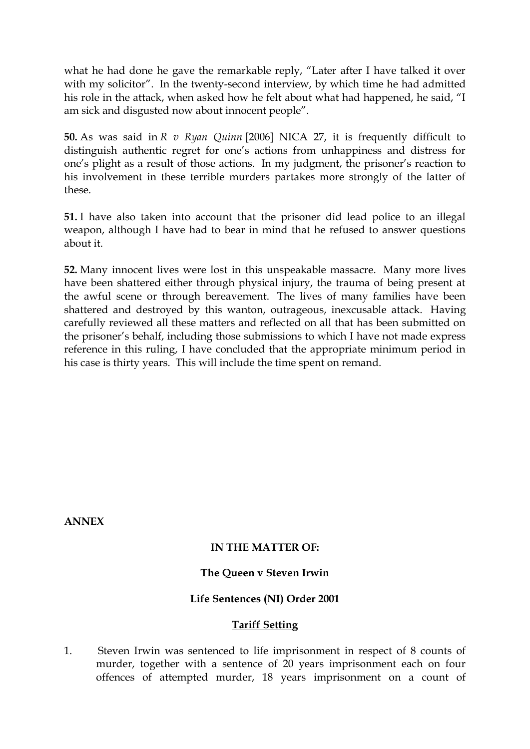what he had done he gave the remarkable reply, "Later after I have talked it over with my solicitor". In the twenty-second interview, by which time he had admitted his role in the attack, when asked how he felt about what had happened, he said, "I am sick and disgusted now about innocent people".

**50.** As was said in *R v Ryan Quinn* [2006] NICA 27, it is frequently difficult to distinguish authentic regret for one's actions from unhappiness and distress for one's plight as a result of those actions. In my judgment, the prisoner's reaction to his involvement in these terrible murders partakes more strongly of the latter of these.

**51.** I have also taken into account that the prisoner did lead police to an illegal weapon, although I have had to bear in mind that he refused to answer questions about it.

**52.** Many innocent lives were lost in this unspeakable massacre. Many more lives have been shattered either through physical injury, the trauma of being present at the awful scene or through bereavement. The lives of many families have been shattered and destroyed by this wanton, outrageous, inexcusable attack. Having carefully reviewed all these matters and reflected on all that has been submitted on the prisoner's behalf, including those submissions to which I have not made express reference in this ruling, I have concluded that the appropriate minimum period in his case is thirty years. This will include the time spent on remand.

**ANNEX**

**IN THE MATTER OF:**

**The Queen v Steven Irwin**

**Life Sentences (NI) Order 2001**

**<u>Tariff Setting</u>**

1. Steven Irwin was sentenced to life imprisonment in respect of 8 counts of murder, together with a sentence of 20 years imprisonment each on four offences of attempted murder, 18 years imprisonment on a count of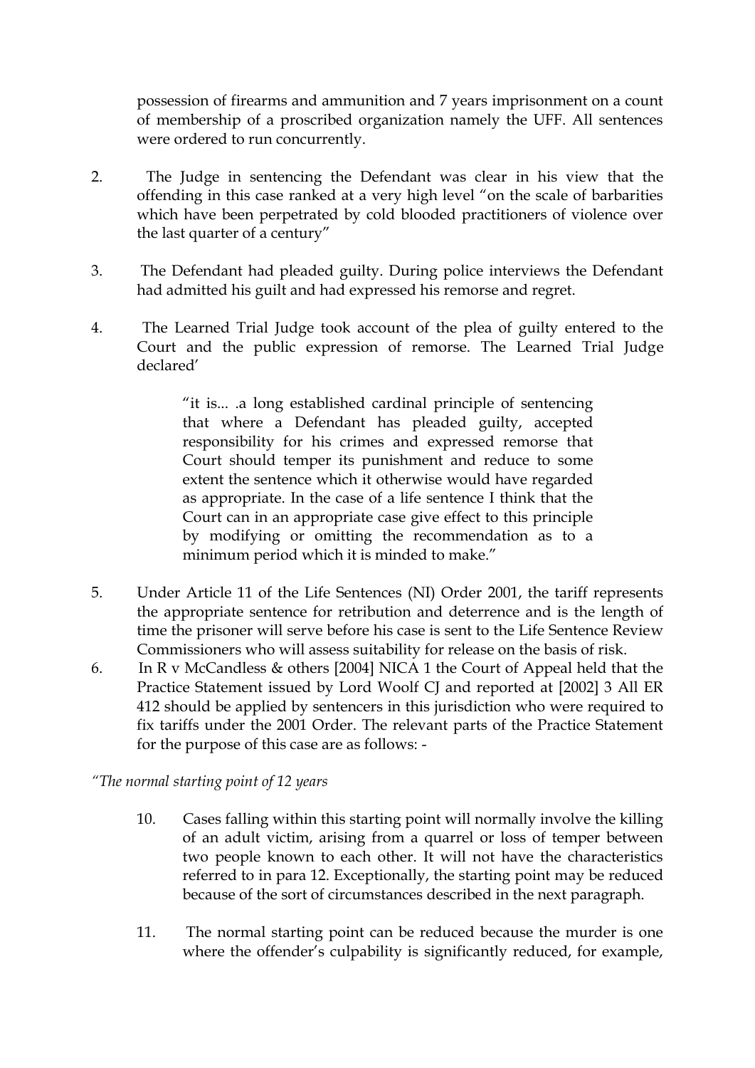possession of firearms and ammunition and 7 years imprisonment on a count of membership of a proscribed organization namely the UFF. All sentences were ordered to run concurrently.

2. The Judge in sentencing the Defendant was clear in his view that the offending in this case ranked at a very high level "on the scale of barbarities which have been perpetrated by cold blooded practitioners of violence over the last quarter of a century"

3. The Defendant had pleaded guilty. During police interviews the Defendant had admitted his guilt and had expressed his remorse and regret.

4. The Learned Trial Judge took account of the plea of guilty entered to the Court and the public expression of remorse. The Learned Trial Judge declared'

> "it is... .a long established cardinal principle of sentencing that where a Defendant has pleaded guilty, accepted responsibility for his crimes and expressed remorse that Court should temper its punishment and reduce to some extent the sentence which it otherwise would have regarded as appropriate. In the case of a life sentence I think that the Court can in an appropriate case give effect to this principle by modifying or omitting the recommendation as to a minimum period which it is minded to make."

5. Under Article 11 of the Life Sentences (NI) Order 2001, the tariff represents the appropriate sentence for retribution and deterrence and is the length of time the prisoner will serve before his case is sent to the Life Sentence Review Commissioners who will assess suitability for release on the basis of risk.

6. In R v McCandless & others [2004] NICA 1 the Court of Appeal held that the Practice Statement issued by Lord Woolf CJ and reported at [2002] 3 All ER 412 should be applied by sentencers in this jurisdiction who were required to fix tariffs under the 2001 Order. The relevant parts of the Practice Statement for the purpose of this case are as follows: -

*"The normal starting point of 12 years*

> 10. Cases falling within this starting point will normally involve the killing of an adult victim, arising from a quarrel or loss of temper between two people known to each other. It will not have the characteristics referred to in para 12. Exceptionally, the starting point may be reduced because of the sort of circumstances described in the next paragraph.
>
> 11. The normal starting point can be reduced because the murder is one where the offender's culpability is significantly reduced, for example,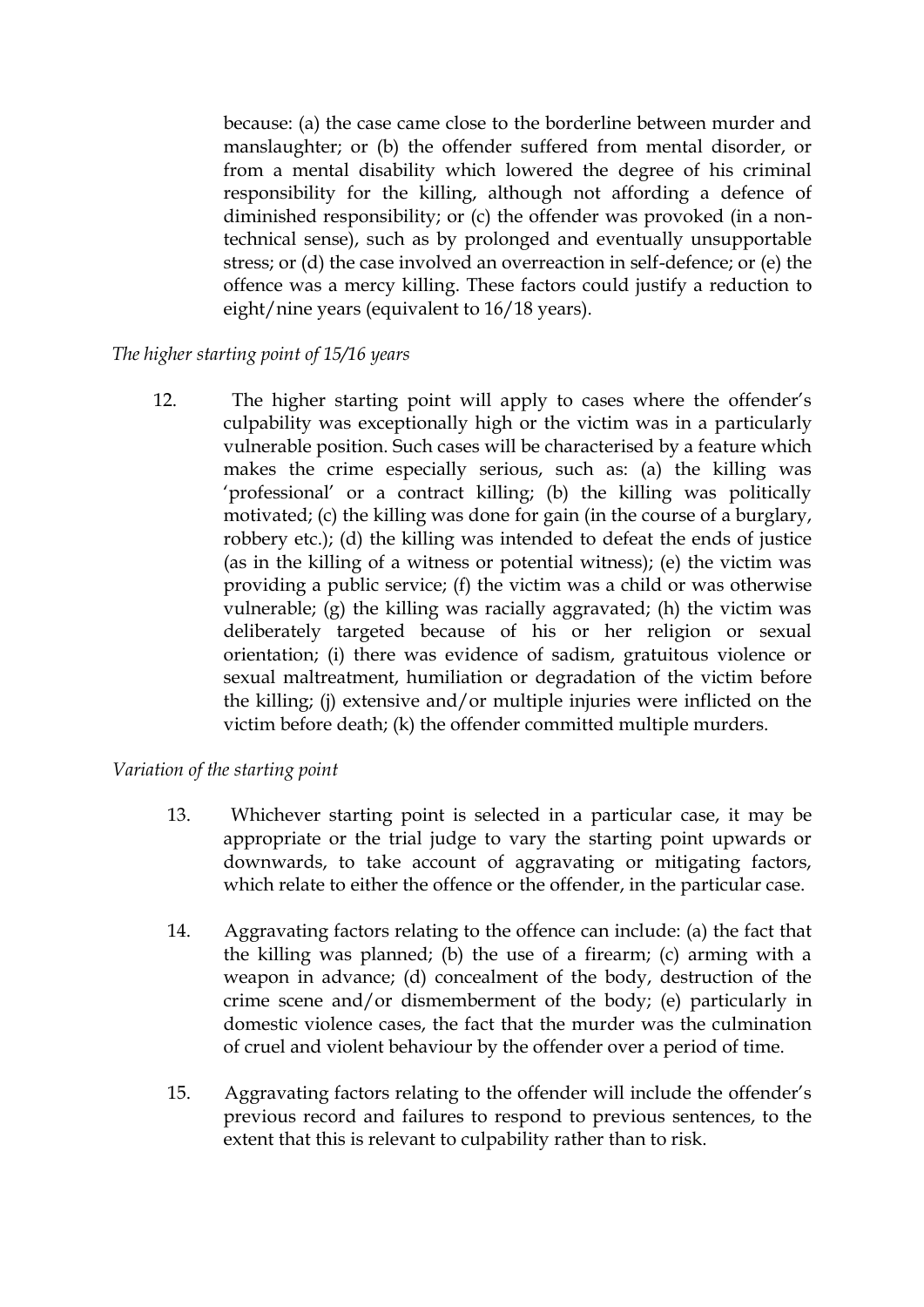because: (a) the case came close to the borderline between murder and manslaughter; or (b) the offender suffered from mental disorder, or from a mental disability which lowered the degree of his criminal responsibility for the killing, although not affording a defence of diminished responsibility; or (c) the offender was provoked (in a non-technical sense), such as by prolonged and eventually unsupportable stress; or (d) the case involved an overreaction in self-defence; or (e) the offence was a mercy killing. These factors could justify a reduction to eight/nine years (equivalent to 16/18 years).

*The higher starting point of 15/16 years*

12. The higher starting point will apply to cases where the offender's culpability was exceptionally high or the victim was in a particularly vulnerable position. Such cases will be characterised by a feature which makes the crime especially serious, such as: (a) the killing was 'professional' or a contract killing; (b) the killing was politically motivated; (c) the killing was done for gain (in the course of a burglary, robbery etc.); (d) the killing was intended to defeat the ends of justice (as in the killing of a witness or potential witness); (e) the victim was providing a public service; (f) the victim was a child or was otherwise vulnerable; (g) the killing was racially aggravated; (h) the victim was deliberately targeted because of his or her religion or sexual orientation; (i) there was evidence of sadism, gratuitous violence or sexual maltreatment, humiliation or degradation of the victim before the killing; (j) extensive and/or multiple injuries were inflicted on the victim before death; (k) the offender committed multiple murders.

*Variation of the starting point*

13. Whichever starting point is selected in a particular case, it may be appropriate or the trial judge to vary the starting point upwards or downwards, to take account of aggravating or mitigating factors, which relate to either the offence or the offender, in the particular case.

14. Aggravating factors relating to the offence can include: (a) the fact that the killing was planned; (b) the use of a firearm; (c) arming with a weapon in advance; (d) concealment of the body, destruction of the crime scene and/or dismemberment of the body; (e) particularly in domestic violence cases, the fact that the murder was the culmination of cruel and violent behaviour by the offender over a period of time.

15. Aggravating factors relating to the offender will include the offender's previous record and failures to respond to previous sentences, to the extent that this is relevant to culpability rather than to risk.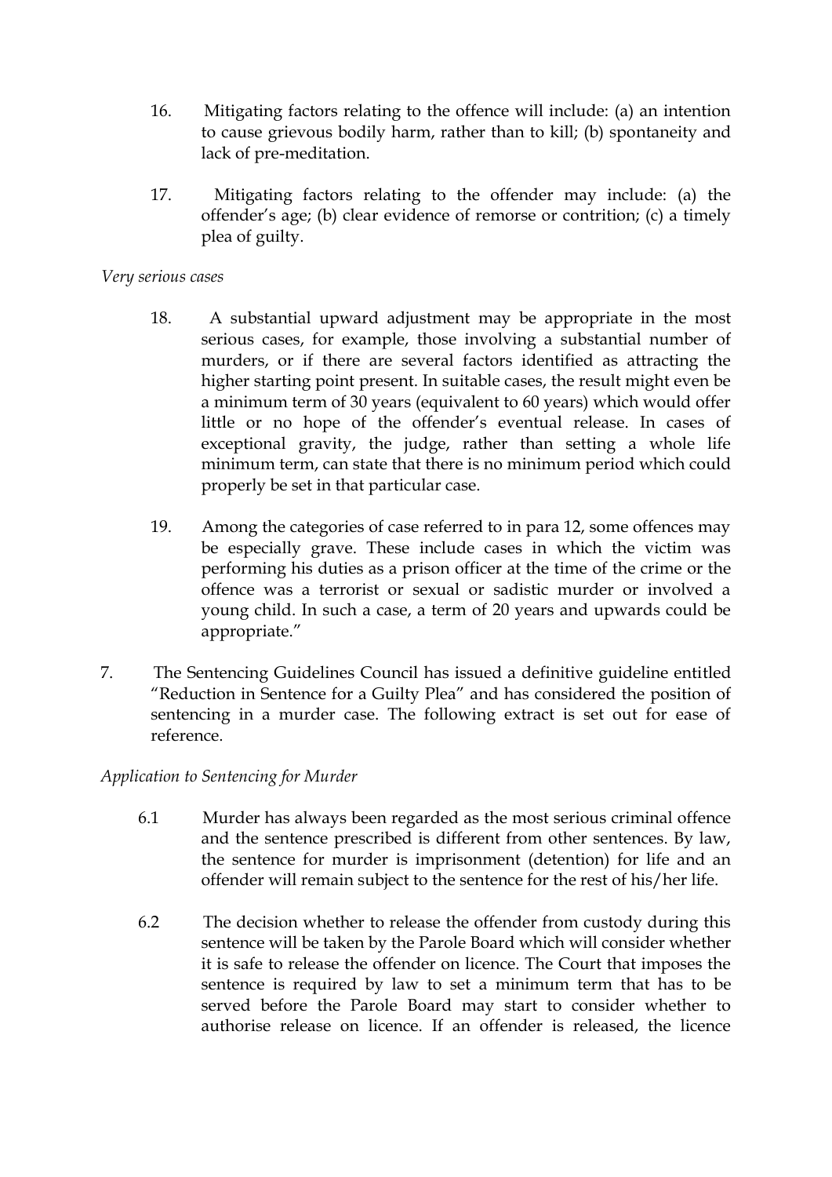16. Mitigating factors relating to the offence will include: (a) an intention to cause grievous bodily harm, rather than to kill; (b) spontaneity and lack of pre-meditation.

17. Mitigating factors relating to the offender may include: (a) the offender's age; (b) clear evidence of remorse or contrition; (c) a timely plea of guilty.

*Very serious cases*

18. A substantial upward adjustment may be appropriate in the most serious cases, for example, those involving a substantial number of murders, or if there are several factors identified as attracting the higher starting point present. In suitable cases, the result might even be a minimum term of 30 years (equivalent to 60 years) which would offer little or no hope of the offender's eventual release. In cases of exceptional gravity, the judge, rather than setting a whole life minimum term, can state that there is no minimum period which could properly be set in that particular case.

19. Among the categories of case referred to in para 12, some offences may be especially grave. These include cases in which the victim was performing his duties as a prison officer at the time of the crime or the offence was a terrorist or sexual or sadistic murder or involved a young child. In such a case, a term of 20 years and upwards could be appropriate."

7. The Sentencing Guidelines Council has issued a definitive guideline entitled "Reduction in Sentence for a Guilty Plea" and has considered the position of sentencing in a murder case. The following extract is set out for ease of reference.

*Application to Sentencing for Murder*

6.1 Murder has always been regarded as the most serious criminal offence and the sentence prescribed is different from other sentences. By law, the sentence for murder is imprisonment (detention) for life and an offender will remain subject to the sentence for the rest of his/her life.

6.2 The decision whether to release the offender from custody during this sentence will be taken by the Parole Board which will consider whether it is safe to release the offender on licence. The Court that imposes the sentence is required by law to set a minimum term that has to be served before the Parole Board may start to consider whether to authorise release on licence. If an offender is released, the licence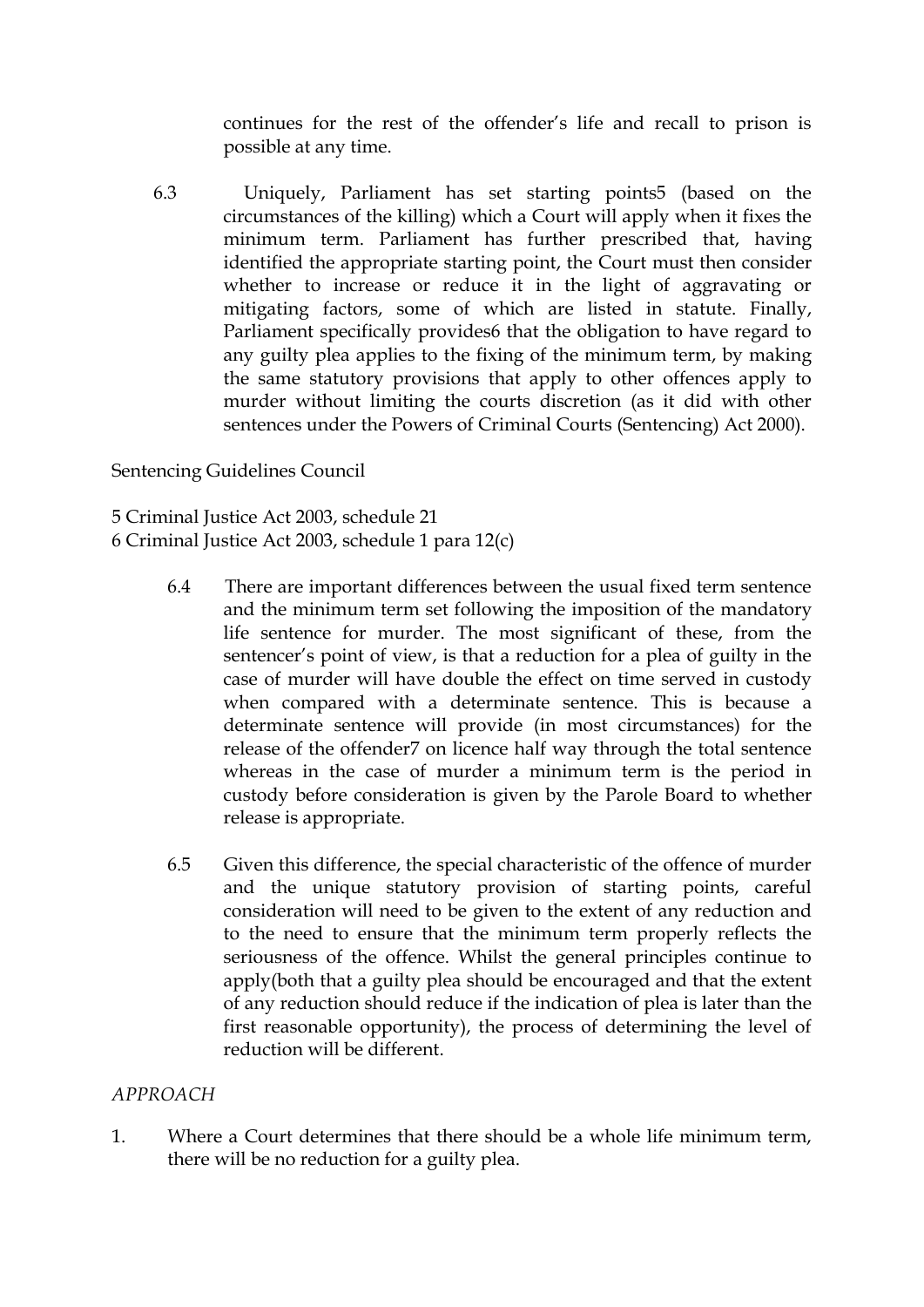continues for the rest of the offender's life and recall to prison is possible at any time.

6.3 Uniquely, Parliament has set starting points[5] (based on the circumstances of the killing) which a Court will apply when it fixes the minimum term. Parliament has further prescribed that, having identified the appropriate starting point, the Court must then consider whether to increase or reduce it in the light of aggravating or mitigating factors, some of which are listed in statute. Finally, Parliament specifically provides[6] that the obligation to have regard to any guilty plea applies to the fixing of the minimum term, by making the same statutory provisions that apply to other offences apply to murder without limiting the courts discretion (as it did with other sentences under the Powers of Criminal Courts (Sentencing) Act 2000).

[5] Criminal Justice Act 2003, schedule 21

[6] Criminal Justice Act 2003, schedule 1 para 12(c)

6.4 There are important differences between the usual fixed term sentence and the minimum term set following the imposition of the mandatory life sentence for murder. The most significant of these, from the sentencer's point of view, is that a reduction for a plea of guilty in the case of murder will have double the effect on time served in custody when compared with a determinate sentence. This is because a determinate sentence will provide (in most circumstances) for the release of the offender[7] on licence half way through the total sentence whereas in the case of murder a minimum term is the period in custody before consideration is given by the Parole Board to whether release is appropriate.

6.5 Given this difference, the special characteristic of the offence of murder and the unique statutory provision of starting points, careful consideration will need to be given to the extent of any reduction and to the need to ensure that the minimum term properly reflects the seriousness of the offence. Whilst the general principles continue to apply(both that a guilty plea should be encouraged and that the extent of any reduction should reduce if the indication of plea is later than the first reasonable opportunity), the process of determining the level of reduction will be different.

*APPROACH*

1. Where a Court determines that there should be a whole life minimum term, there will be no reduction for a guilty plea.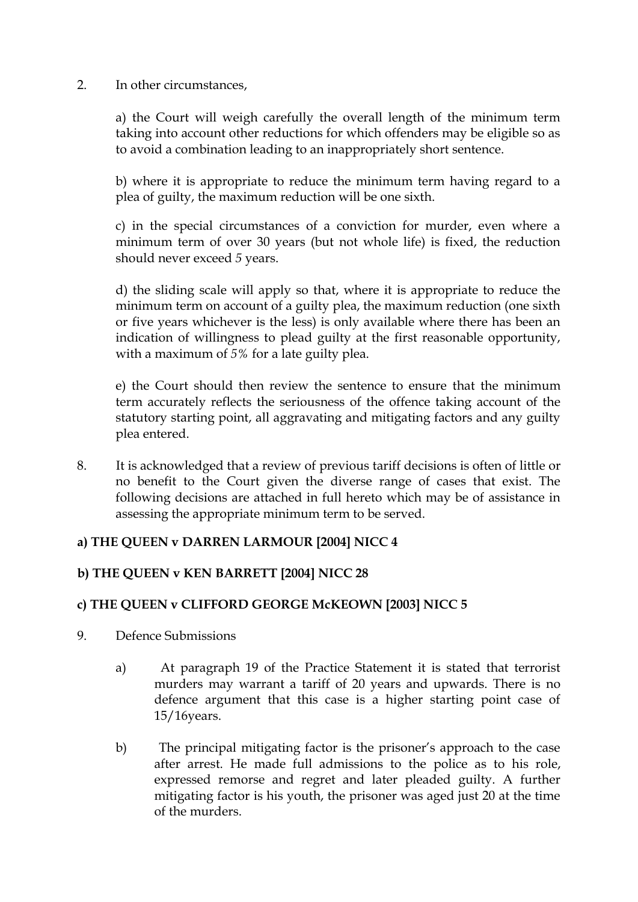2. In other circumstances,

   a) the Court will weigh carefully the overall length of the minimum term taking into account other reductions for which offenders may be eligible so as to avoid a combination leading to an inappropriately short sentence.

   b) where it is appropriate to reduce the minimum term having regard to a plea of guilty, the maximum reduction will be one sixth.

   c) in the special circumstances of a conviction for murder, even where a minimum term of over 30 years (but not whole life) is fixed, the reduction should never exceed 5 years.

   d) the sliding scale will apply so that, where it is appropriate to reduce the minimum term on account of a guilty plea, the maximum reduction (one sixth or five years whichever is the less) is only available where there has been an indication of willingness to plead guilty at the first reasonable opportunity, with a maximum of 5% for a late guilty plea.

   e) the Court should then review the sentence to ensure that the minimum term accurately reflects the seriousness of the offence taking account of the statutory starting point, all aggravating and mitigating factors and any guilty plea entered.

8. It is acknowledged that a review of previous tariff decisions is often of little or no benefit to the Court given the diverse range of cases that exist. The following decisions are attached in full hereto which may be of assistance in assessing the appropriate minimum term to be served.

**a) THE QUEEN v DARREN LARMOUR [2004] NICC 4**

**b) THE QUEEN v KEN BARRETT [2004] NICC 28**

**c) THE QUEEN v CLIFFORD GEORGE McKEOWN [2003] NICC 5**

9. Defence Submissions

   a) At paragraph 19 of the Practice Statement it is stated that terrorist murders may warrant a tariff of 20 years and upwards. There is no defence argument that this case is a higher starting point case of 15/16years.

   b) The principal mitigating factor is the prisoner's approach to the case after arrest. He made full admissions to the police as to his role, expressed remorse and regret and later pleaded guilty. A further mitigating factor is his youth, the prisoner was aged just 20 at the time of the murders.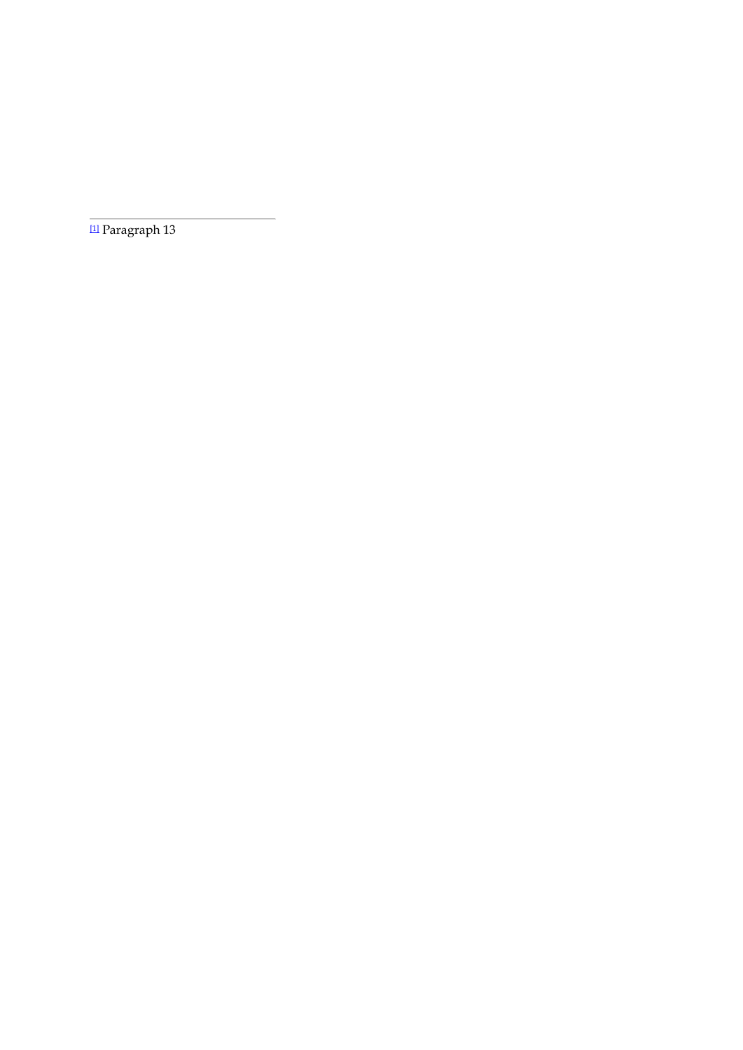---

[1] Paragraph 13